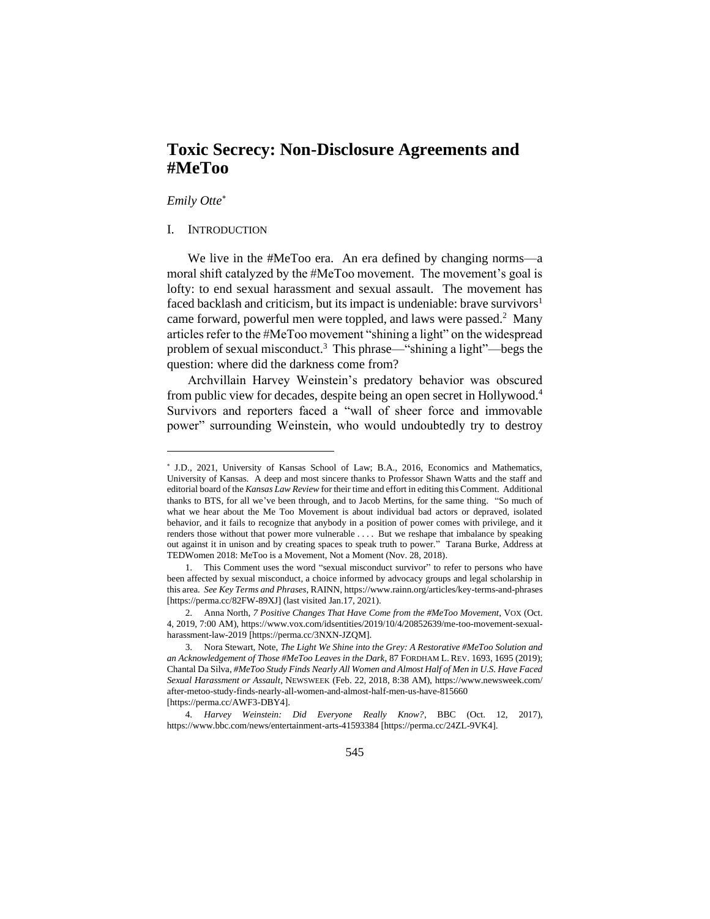# Toxic Secrecy: Non-Disclosure Agreements and #MeToo

*Emily Otte*[*]

## I. INTRODUCTION

We live in the #MeToo era. An era defined by changing norms—a moral shift catalyzed by the #MeToo movement. The movement's goal is lofty: to end sexual harassment and sexual assault. The movement has faced backlash and criticism, but its impact is undeniable: brave survivors[1] came forward, powerful men were toppled, and laws were passed.[2] Many articles refer to the #MeToo movement "shining a light" on the widespread problem of sexual misconduct.[3] This phrase—"shining a light"—begs the question: where did the darkness come from?

Archvillain Harvey Weinstein's predatory behavior was obscured from public view for decades, despite being an open secret in Hollywood.[4] Survivors and reporters faced a "wall of sheer force and immovable power" surrounding Weinstein, who would undoubtedly try to destroy

---

[*] J.D., 2021, University of Kansas School of Law; B.A., 2016, Economics and Mathematics, University of Kansas. A deep and most sincere thanks to Professor Shawn Watts and the staff and editorial board of the *Kansas Law Review* for their time and effort in editing this Comment. Additional thanks to BTS, for all we've been through, and to Jacob Mertins, for the same thing. "So much of what we hear about the Me Too Movement is about individual bad actors or depraved, isolated behavior, and it fails to recognize that anybody in a position of power comes with privilege, and it renders those without that power more vulnerable . . . . But we reshape that imbalance by speaking out against it in unison and by creating spaces to speak truth to power." Tarana Burke, Address at TEDWomen 2018: MeToo is a Movement, Not a Moment (Nov. 28, 2018).

1. This Comment uses the word "sexual misconduct survivor" to refer to persons who have been affected by sexual misconduct, a choice informed by advocacy groups and legal scholarship in this area. *See Key Terms and Phrases*, RAINN, https://www.rainn.org/articles/key-terms-and-phrases [https://perma.cc/82FW-89XJ] (last visited Jan.17, 2021).

2. Anna North, *7 Positive Changes That Have Come from the #MeToo Movement*, VOX (Oct. 4, 2019, 7:00 AM), https://www.vox.com/idsentities/2019/10/4/20852639/me-too-movement-sexual-harassment-law-2019 [https://perma.cc/3NXN-JZQM].

3. Nora Stewart, Note, *The Light We Shine into the Grey: A Restorative #MeToo Solution and an Acknowledgement of Those #MeToo Leaves in the Dark*, 87 FORDHAM L. REV. 1693, 1695 (2019); Chantal Da Silva, *#MeToo Study Finds Nearly All Women and Almost Half of Men in U.S. Have Faced Sexual Harassment or Assault*, NEWSWEEK (Feb. 22, 2018, 8:38 AM), https://www.newsweek.com/after-metoo-study-finds-nearly-all-women-and-almost-half-men-us-have-815660 [https://perma.cc/AWF3-DBY4].

4. *Harvey Weinstein: Did Everyone Really Know?*, BBC (Oct. 12, 2017), https://www.bbc.com/news/entertainment-arts-41593384 [https://perma.cc/24ZL-9VK4].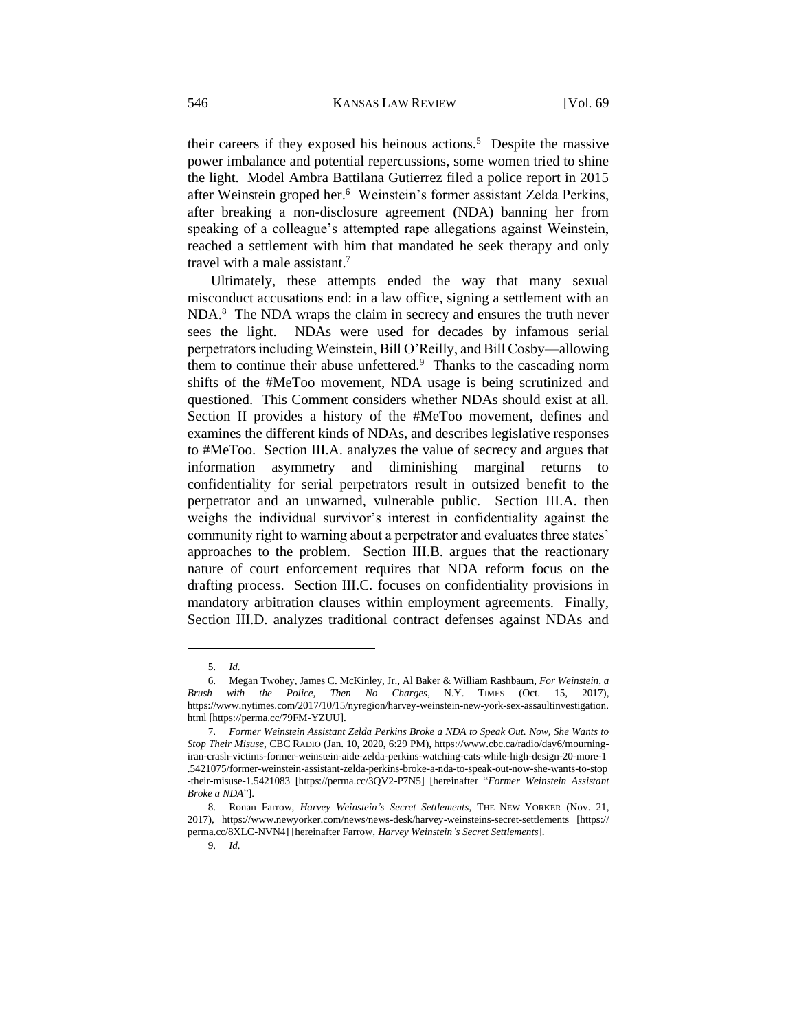their careers if they exposed his heinous actions.[5] Despite the massive power imbalance and potential repercussions, some women tried to shine the light. Model Ambra Battilana Gutierrez filed a police report in 2015 after Weinstein groped her.[6] Weinstein's former assistant Zelda Perkins, after breaking a non-disclosure agreement (NDA) banning her from speaking of a colleague's attempted rape allegations against Weinstein, reached a settlement with him that mandated he seek therapy and only travel with a male assistant.[7]

Ultimately, these attempts ended the way that many sexual misconduct accusations end: in a law office, signing a settlement with an NDA.[8] The NDA wraps the claim in secrecy and ensures the truth never sees the light. NDAs were used for decades by infamous serial perpetrators including Weinstein, Bill O'Reilly, and Bill Cosby—allowing them to continue their abuse unfettered.[9] Thanks to the cascading norm shifts of the #MeToo movement, NDA usage is being scrutinized and questioned. This Comment considers whether NDAs should exist at all. Section II provides a history of the #MeToo movement, defines and examines the different kinds of NDAs, and describes legislative responses to #MeToo. Section III.A. analyzes the value of secrecy and argues that information asymmetry and diminishing marginal returns to confidentiality for serial perpetrators result in outsized benefit to the perpetrator and an unwarned, vulnerable public. Section III.A. then weighs the individual survivor's interest in confidentiality against the community right to warning about a perpetrator and evaluates three states' approaches to the problem. Section III.B. argues that the reactionary nature of court enforcement requires that NDA reform focus on the drafting process. Section III.C. focuses on confidentiality provisions in mandatory arbitration clauses within employment agreements. Finally, Section III.D. analyzes traditional contract defenses against NDAs and

---

5. *Id.*

6. Megan Twohey, James C. McKinley, Jr., Al Baker & William Rashbaum, *For Weinstein, a Brush with the Police, Then No Charges*, N.Y. TIMES (Oct. 15, 2017), https://www.nytimes.com/2017/10/15/nyregion/harvey-weinstein-new-york-sex-assaultinvestigation.html [https://perma.cc/79FM-YZUU].

7. *Former Weinstein Assistant Zelda Perkins Broke a NDA to Speak Out. Now, She Wants to Stop Their Misuse*, CBC RADIO (Jan. 10, 2020, 6:29 PM), https://www.cbc.ca/radio/day6/mourning-iran-crash-victims-former-weinstein-aide-zelda-perkins-watching-cats-while-high-design-20-more-1.5421075/former-weinstein-assistant-zelda-perkins-broke-a-nda-to-speak-out-now-she-wants-to-stop-their-misuse-1.5421083 [https://perma.cc/3QV2-P7N5] [hereinafter "*Former Weinstein Assistant Broke a NDA*"].

8. Ronan Farrow, *Harvey Weinstein's Secret Settlements*, THE NEW YORKER (Nov. 21, 2017), https://www.newyorker.com/news/news-desk/harvey-weinsteins-secret-settlements [https://perma.cc/8XLC-NVN4] [hereinafter Farrow, *Harvey Weinstein's Secret Settlements*].

9. *Id.*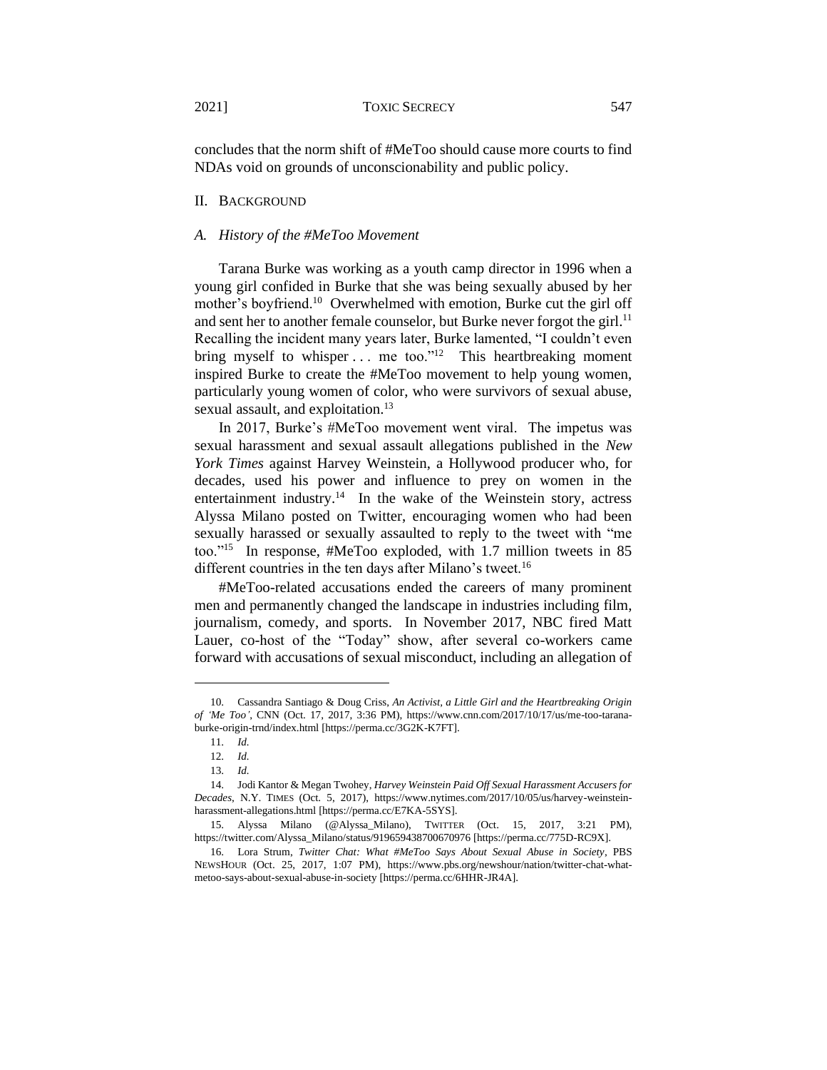concludes that the norm shift of #MeToo should cause more courts to find NDAs void on grounds of unconscionability and public policy.

## II. Background

### *A. History of the #MeToo Movement*

Tarana Burke was working as a youth camp director in 1996 when a young girl confided in Burke that she was being sexually abused by her mother's boyfriend.[10] Overwhelmed with emotion, Burke cut the girl off and sent her to another female counselor, but Burke never forgot the girl.[11] Recalling the incident many years later, Burke lamented, "I couldn't even bring myself to whisper . . . me too."[12] This heartbreaking moment inspired Burke to create the #MeToo movement to help young women, particularly young women of color, who were survivors of sexual abuse, sexual assault, and exploitation.[13]

In 2017, Burke's #MeToo movement went viral. The impetus was sexual harassment and sexual assault allegations published in the *New York Times* against Harvey Weinstein, a Hollywood producer who, for decades, used his power and influence to prey on women in the entertainment industry.[14] In the wake of the Weinstein story, actress Alyssa Milano posted on Twitter, encouraging women who had been sexually harassed or sexually assaulted to reply to the tweet with "me too."[15] In response, #MeToo exploded, with 1.7 million tweets in 85 different countries in the ten days after Milano's tweet.[16]

#MeToo-related accusations ended the careers of many prominent men and permanently changed the landscape in industries including film, journalism, comedy, and sports. In November 2017, NBC fired Matt Lauer, co-host of the "Today" show, after several co-workers came forward with accusations of sexual misconduct, including an allegation of

---

10. Cassandra Santiago & Doug Criss, *An Activist, a Little Girl and the Heartbreaking Origin of 'Me Too'*, CNN (Oct. 17, 2017, 3:36 PM), https://www.cnn.com/2017/10/17/us/me-too-tarana-burke-origin-trnd/index.html [https://perma.cc/3G2K-K7FT].

11. *Id.*

12. *Id.*

13. *Id.*

14. Jodi Kantor & Megan Twohey, *Harvey Weinstein Paid Off Sexual Harassment Accusers for Decades*, N.Y. TIMES (Oct. 5, 2017), https://www.nytimes.com/2017/10/05/us/harvey-weinstein-harassment-allegations.html [https://perma.cc/E7KA-5SYS].

15. Alyssa Milano (@Alyssa_Milano), TWITTER (Oct. 15, 2017, 3:21 PM), https://twitter.com/Alyssa_Milano/status/919659438700670976 [https://perma.cc/775D-RC9X].

16. Lora Strum, *Twitter Chat: What #MeToo Says About Sexual Abuse in Society*, PBS NEWSHOUR (Oct. 25, 2017, 1:07 PM), https://www.pbs.org/newshour/nation/twitter-chat-what-metoo-says-about-sexual-abuse-in-society [https://perma.cc/6HHR-JR4A].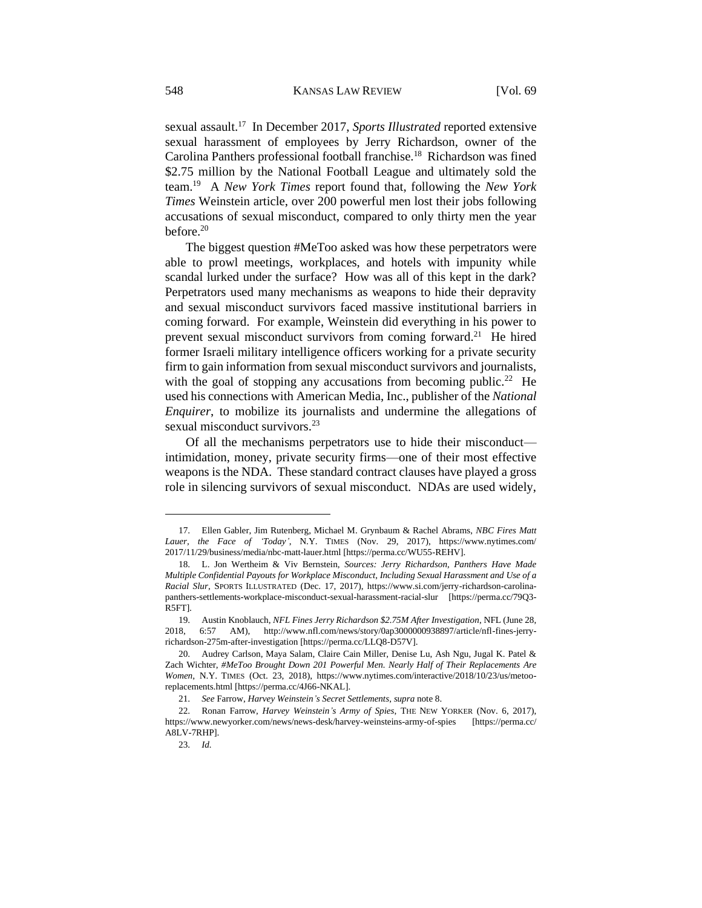sexual assault.[17] In December 2017, *Sports Illustrated* reported extensive sexual harassment of employees by Jerry Richardson, owner of the Carolina Panthers professional football franchise.[18] Richardson was fined $2.75 million by the National Football League and ultimately sold the team.[19] A *New York Times* report found that, following the *New York Times* Weinstein article, over 200 powerful men lost their jobs following accusations of sexual misconduct, compared to only thirty men the year before.[20]

The biggest question #MeToo asked was how these perpetrators were able to prowl meetings, workplaces, and hotels with impunity while scandal lurked under the surface? How was all of this kept in the dark? Perpetrators used many mechanisms as weapons to hide their depravity and sexual misconduct survivors faced massive institutional barriers in coming forward. For example, Weinstein did everything in his power to prevent sexual misconduct survivors from coming forward.[21] He hired former Israeli military intelligence officers working for a private security firm to gain information from sexual misconduct survivors and journalists, with the goal of stopping any accusations from becoming public.[22] He used his connections with American Media, Inc., publisher of the *National Enquirer*, to mobilize its journalists and undermine the allegations of sexual misconduct survivors.[23]

Of all the mechanisms perpetrators use to hide their misconduct—intimidation, money, private security firms—one of their most effective weapons is the NDA. These standard contract clauses have played a gross role in silencing survivors of sexual misconduct. NDAs are used widely,

---

17. Ellen Gabler, Jim Rutenberg, Michael M. Grynbaum & Rachel Abrams, *NBC Fires Matt Lauer, the Face of 'Today'*, N.Y. TIMES (Nov. 29, 2017), https://www.nytimes.com/2017/11/29/business/media/nbc-matt-lauer.html [https://perma.cc/WU55-REHV].

18. L. Jon Wertheim & Viv Bernstein, *Sources: Jerry Richardson, Panthers Have Made Multiple Confidential Payouts for Workplace Misconduct, Including Sexual Harassment and Use of a Racial Slur*, SPORTS ILLUSTRATED (Dec. 17, 2017), https://www.si.com/jerry-richardson-carolina-panthers-settlements-workplace-misconduct-sexual-harassment-racial-slur [https://perma.cc/79Q3-R5FT].

19. Austin Knoblauch, *NFL Fines Jerry Richardson $2.75M After Investigation*, NFL (June 28, 2018, 6:57 AM), http://www.nfl.com/news/story/0ap3000000938897/article/nfl-fines-jerry-richardson-275m-after-investigation [https://perma.cc/LLQ8-D57V].

20. Audrey Carlson, Maya Salam, Claire Cain Miller, Denise Lu, Ash Ngu, Jugal K. Patel & Zach Wichter, *#MeToo Brought Down 201 Powerful Men. Nearly Half of Their Replacements Are Women*, N.Y. TIMES (Oct. 23, 2018), https://www.nytimes.com/interactive/2018/10/23/us/metoo-replacements.html [https://perma.cc/4J66-NKAL].

21. *See* Farrow, *Harvey Weinstein's Secret Settlements*, *supra* note 8.

22. Ronan Farrow, *Harvey Weinstein's Army of Spies*, THE NEW YORKER (Nov. 6, 2017), https://www.newyorker.com/news/news-desk/harvey-weinsteins-army-of-spies [https://perma.cc/A8LV-7RHP].

23. *Id.*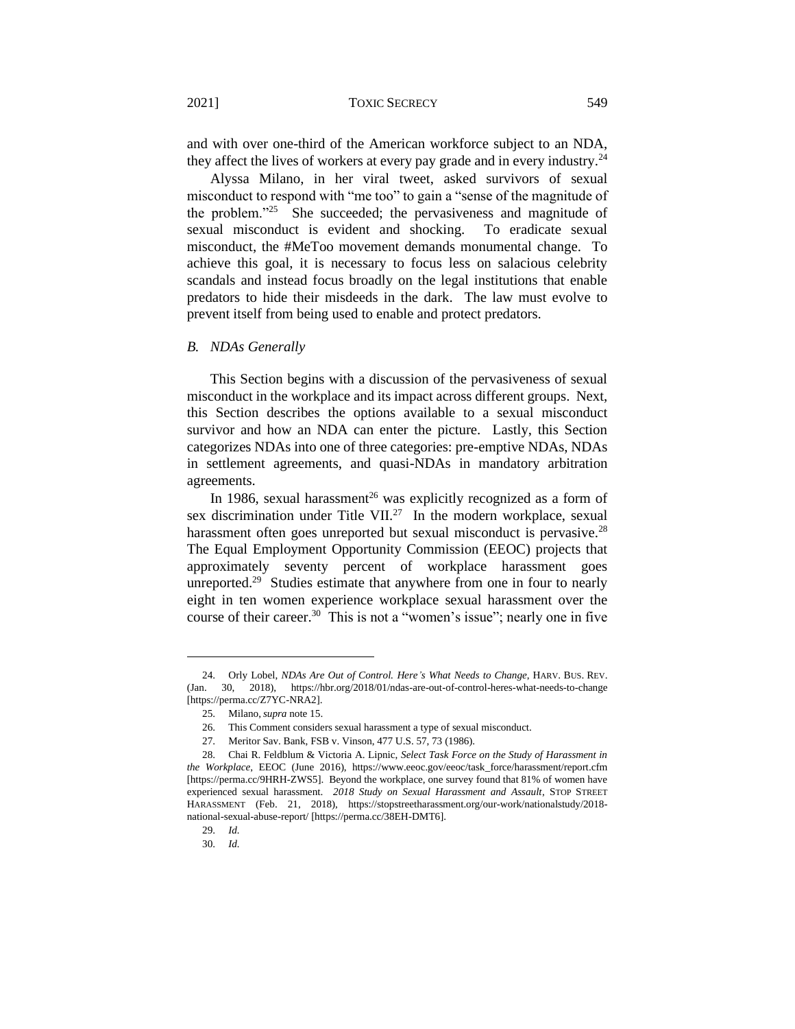and with over one-third of the American workforce subject to an NDA, they affect the lives of workers at every pay grade and in every industry.[24]

Alyssa Milano, in her viral tweet, asked survivors of sexual misconduct to respond with "me too" to gain a "sense of the magnitude of the problem."[25] She succeeded; the pervasiveness and magnitude of sexual misconduct is evident and shocking. To eradicate sexual misconduct, the #MeToo movement demands monumental change. To achieve this goal, it is necessary to focus less on salacious celebrity scandals and instead focus broadly on the legal institutions that enable predators to hide their misdeeds in the dark. The law must evolve to prevent itself from being used to enable and protect predators.

### *B. NDAs Generally*

This Section begins with a discussion of the pervasiveness of sexual misconduct in the workplace and its impact across different groups. Next, this Section describes the options available to a sexual misconduct survivor and how an NDA can enter the picture. Lastly, this Section categorizes NDAs into one of three categories: pre-emptive NDAs, NDAs in settlement agreements, and quasi-NDAs in mandatory arbitration agreements.

In 1986, sexual harassment[26] was explicitly recognized as a form of sex discrimination under Title VII.[27] In the modern workplace, sexual harassment often goes unreported but sexual misconduct is pervasive.[28] The Equal Employment Opportunity Commission (EEOC) projects that approximately seventy percent of workplace harassment goes unreported.[29] Studies estimate that anywhere from one in four to nearly eight in ten women experience workplace sexual harassment over the course of their career.[30] This is not a "women's issue"; nearly one in five

---

24. Orly Lobel, *NDAs Are Out of Control. Here's What Needs to Change*, HARV. BUS. REV. (Jan. 30, 2018), https://hbr.org/2018/01/ndas-are-out-of-control-heres-what-needs-to-change [https://perma.cc/Z7YC-NRA2].

25. Milano, *supra* note 15.

26. This Comment considers sexual harassment a type of sexual misconduct.

27. Meritor Sav. Bank, FSB v. Vinson, 477 U.S. 57, 73 (1986).

28. Chai R. Feldblum & Victoria A. Lipnic, *Select Task Force on the Study of Harassment in the Workplace*, EEOC (June 2016), https://www.eeoc.gov/eeoc/task_force/harassment/report.cfm [https://perma.cc/9HRH-ZWS5]. Beyond the workplace, one survey found that 81% of women have experienced sexual harassment. *2018 Study on Sexual Harassment and Assault*, STOP STREET HARASSMENT (Feb. 21, 2018), https://stopstreetharassment.org/our-work/nationalstudy/2018-national-sexual-abuse-report/ [https://perma.cc/38EH-DMT6].

29. *Id.*

30. *Id.*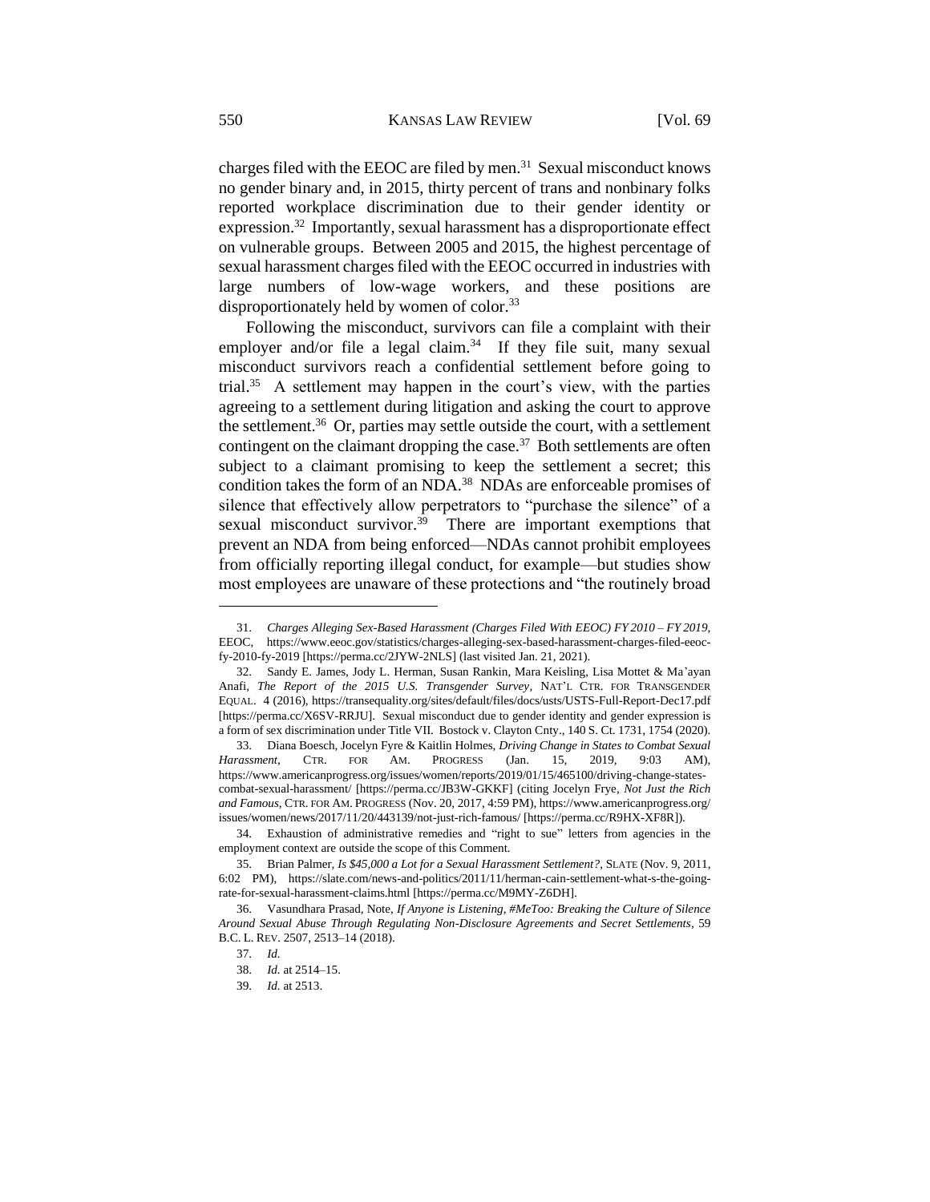charges filed with the EEOC are filed by men.[31] Sexual misconduct knows no gender binary and, in 2015, thirty percent of trans and nonbinary folks reported workplace discrimination due to their gender identity or expression.[32] Importantly, sexual harassment has a disproportionate effect on vulnerable groups. Between 2005 and 2015, the highest percentage of sexual harassment charges filed with the EEOC occurred in industries with large numbers of low-wage workers, and these positions are disproportionately held by women of color.[33]

Following the misconduct, survivors can file a complaint with their employer and/or file a legal claim.[34] If they file suit, many sexual misconduct survivors reach a confidential settlement before going to trial.[35] A settlement may happen in the court's view, with the parties agreeing to a settlement during litigation and asking the court to approve the settlement.[36] Or, parties may settle outside the court, with a settlement contingent on the claimant dropping the case.[37] Both settlements are often subject to a claimant promising to keep the settlement a secret; this condition takes the form of an NDA.[38] NDAs are enforceable promises of silence that effectively allow perpetrators to "purchase the silence" of a sexual misconduct survivor.[39] There are important exemptions that prevent an NDA from being enforced—NDAs cannot prohibit employees from officially reporting illegal conduct, for example—but studies show most employees are unaware of these protections and "the routinely broad

---

31. *Charges Alleging Sex-Based Harassment (Charges Filed With EEOC) FY 2010 – FY 2019*, EEOC, https://www.eeoc.gov/statistics/charges-alleging-sex-based-harassment-charges-filed-eeoc-fy-2010-fy-2019 [https://perma.cc/2JYW-2NLS] (last visited Jan. 21, 2021).

32. Sandy E. James, Jody L. Herman, Susan Rankin, Mara Keisling, Lisa Mottet & Ma'ayan Anafi, *The Report of the 2015 U.S. Transgender Survey*, NAT'L CTR. FOR TRANSGENDER EQUAL. 4 (2016), https://transequality.org/sites/default/files/docs/usts/USTS-Full-Report-Dec17.pdf [https://perma.cc/X6SV-RRJU]. Sexual misconduct due to gender identity and gender expression is a form of sex discrimination under Title VII. Bostock v. Clayton Cnty., 140 S. Ct. 1731, 1754 (2020).

33. Diana Boesch, Jocelyn Fyre & Kaitlin Holmes, *Driving Change in States to Combat Sexual Harassment*, CTR. FOR AM. PROGRESS (Jan. 15, 2019, 9:03 AM), https://www.americanprogress.org/issues/women/reports/2019/01/15/465100/driving-change-states-combat-sexual-harassment/ [https://perma.cc/JB3W-GKKF] (citing Jocelyn Frye, *Not Just the Rich and Famous*, CTR. FOR AM. PROGRESS (Nov. 20, 2017, 4:59 PM), https://www.americanprogress.org/issues/women/news/2017/11/20/443139/not-just-rich-famous/ [https://perma.cc/R9HX-XF8R]).

34. Exhaustion of administrative remedies and "right to sue" letters from agencies in the employment context are outside the scope of this Comment.

35. Brian Palmer, *Is $45,000 a Lot for a Sexual Harassment Settlement?*, SLATE (Nov. 9, 2011, 6:02 PM), https://slate.com/news-and-politics/2011/11/herman-cain-settlement-what-s-the-going-rate-for-sexual-harassment-claims.html [https://perma.cc/M9MY-Z6DH].

36. Vasundhara Prasad, Note, *If Anyone is Listening, #MeToo: Breaking the Culture of Silence Around Sexual Abuse Through Regulating Non-Disclosure Agreements and Secret Settlements*, 59 B.C. L. REV. 2507, 2513–14 (2018).

37. *Id.*

38. *Id.* at 2514–15.

39. *Id.* at 2513.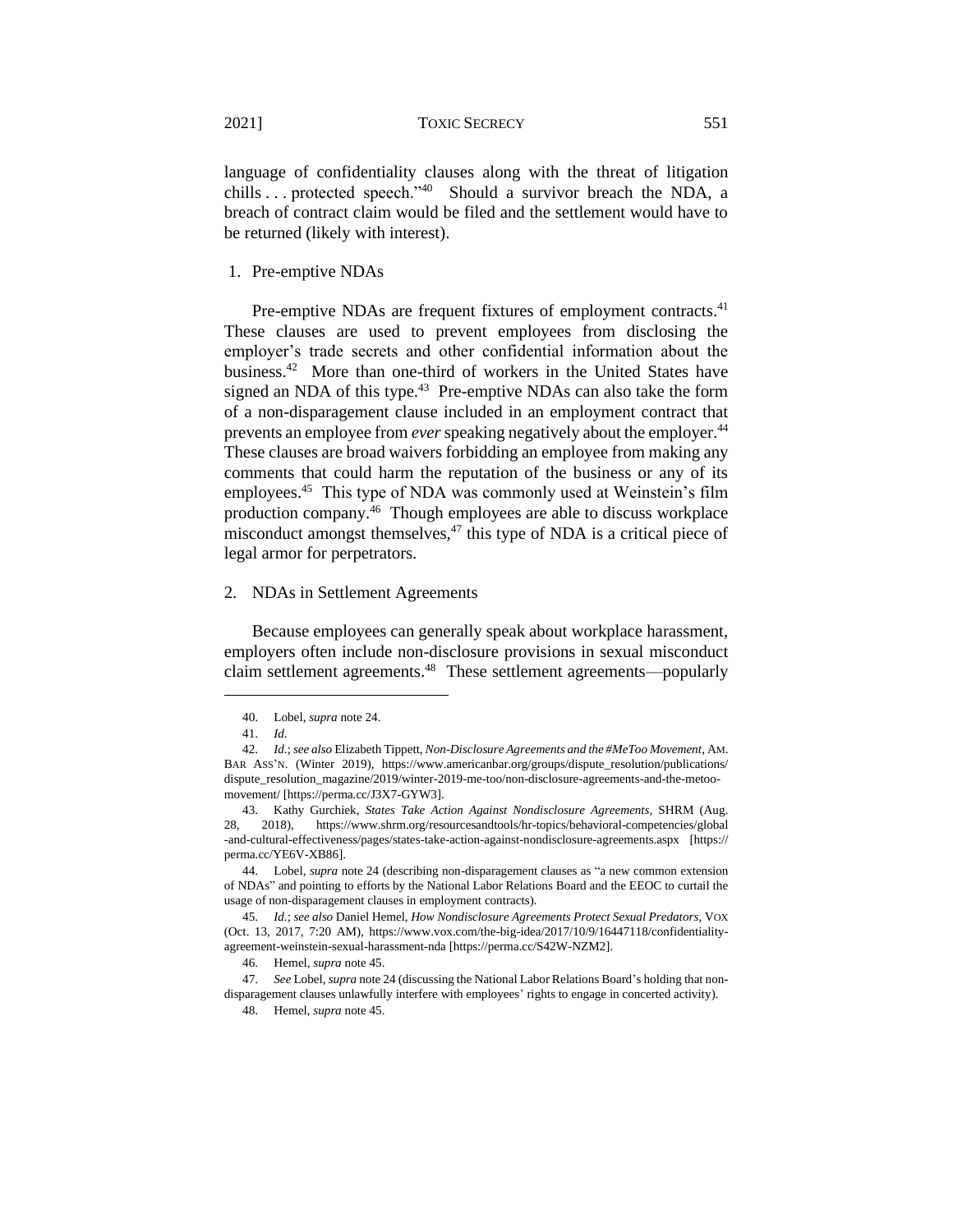language of confidentiality clauses along with the threat of litigation chills . . . protected speech."[40] Should a survivor breach the NDA, a breach of contract claim would be filed and the settlement would have to be returned (likely with interest).

### 1. Pre-emptive NDAs

Pre-emptive NDAs are frequent fixtures of employment contracts.[41] These clauses are used to prevent employees from disclosing the employer's trade secrets and other confidential information about the business.[42] More than one-third of workers in the United States have signed an NDA of this type.[43] Pre-emptive NDAs can also take the form of a non-disparagement clause included in an employment contract that prevents an employee from *ever* speaking negatively about the employer.[44] These clauses are broad waivers forbidding an employee from making any comments that could harm the reputation of the business or any of its employees.[45] This type of NDA was commonly used at Weinstein's film production company.[46] Though employees are able to discuss workplace misconduct amongst themselves,[47] this type of NDA is a critical piece of legal armor for perpetrators.

### 2. NDAs in Settlement Agreements

Because employees can generally speak about workplace harassment, employers often include non-disclosure provisions in sexual misconduct claim settlement agreements.[48] These settlement agreements—popularly

---

40. Lobel, *supra* note 24.

41. *Id.*

42. *Id.*; *see also* Elizabeth Tippett, *Non-Disclosure Agreements and the #MeToo Movement*, AM. BAR ASS'N. (Winter 2019), https://www.americanbar.org/groups/dispute_resolution/publications/dispute_resolution_magazine/2019/winter-2019-me-too/non-disclosure-agreements-and-the-metoo-movement/ [https://perma.cc/J3X7-GYW3].

43. Kathy Gurchiek, *States Take Action Against Nondisclosure Agreements*, SHRM (Aug. 28, 2018), https://www.shrm.org/resourcesandtools/hr-topics/behavioral-competencies/global-and-cultural-effectiveness/pages/states-take-action-against-nondisclosure-agreements.aspx [https://perma.cc/YE6V-XB86].

44. Lobel, *supra* note 24 (describing non-disparagement clauses as "a new common extension of NDAs" and pointing to efforts by the National Labor Relations Board and the EEOC to curtail the usage of non-disparagement clauses in employment contracts).

45. *Id.*; *see also* Daniel Hemel, *How Nondisclosure Agreements Protect Sexual Predators*, VOX (Oct. 13, 2017, 7:20 AM), https://www.vox.com/the-big-idea/2017/10/9/16447118/confidentiality-agreement-weinstein-sexual-harassment-nda [https://perma.cc/S42W-NZM2].

46. Hemel, *supra* note 45.

47. *See* Lobel, *supra* note 24 (discussing the National Labor Relations Board's holding that non-disparagement clauses unlawfully interfere with employees' rights to engage in concerted activity).

48. Hemel, *supra* note 45.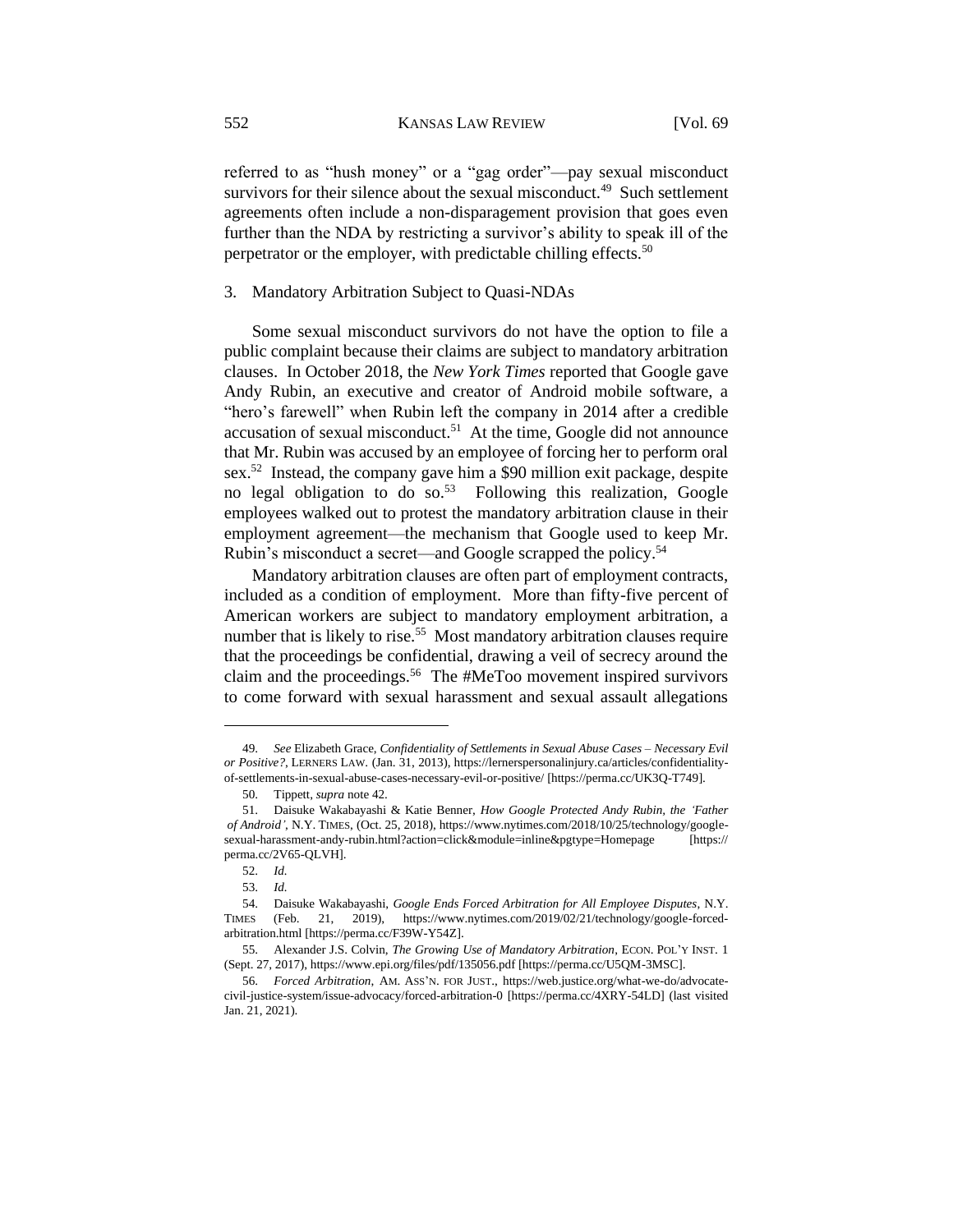referred to as "hush money" or a "gag order"—pay sexual misconduct survivors for their silence about the sexual misconduct.[49] Such settlement agreements often include a non-disparagement provision that goes even further than the NDA by restricting a survivor's ability to speak ill of the perpetrator or the employer, with predictable chilling effects.[50]

### 3. Mandatory Arbitration Subject to Quasi-NDAs

Some sexual misconduct survivors do not have the option to file a public complaint because their claims are subject to mandatory arbitration clauses. In October 2018, the *New York Times* reported that Google gave Andy Rubin, an executive and creator of Android mobile software, a "hero's farewell" when Rubin left the company in 2014 after a credible accusation of sexual misconduct.[51] At the time, Google did not announce that Mr. Rubin was accused by an employee of forcing her to perform oral sex.[52] Instead, the company gave him a $90 million exit package, despite no legal obligation to do so.[53] Following this realization, Google employees walked out to protest the mandatory arbitration clause in their employment agreement—the mechanism that Google used to keep Mr. Rubin's misconduct a secret—and Google scrapped the policy.[54]

Mandatory arbitration clauses are often part of employment contracts, included as a condition of employment. More than fifty-five percent of American workers are subject to mandatory employment arbitration, a number that is likely to rise.[55] Most mandatory arbitration clauses require that the proceedings be confidential, drawing a veil of secrecy around the claim and the proceedings.[56] The #MeToo movement inspired survivors to come forward with sexual harassment and sexual assault allegations

---

49. *See* Elizabeth Grace, *Confidentiality of Settlements in Sexual Abuse Cases – Necessary Evil or Positive?*, LERNERS LAW. (Jan. 31, 2013), https://lernerspersonalinjury.ca/articles/confidentiality-of-settlements-in-sexual-abuse-cases-necessary-evil-or-positive/ [https://perma.cc/UK3Q-T749].

50. Tippett, *supra* note 42.

51. Daisuke Wakabayashi & Katie Benner, *How Google Protected Andy Rubin, the 'Father of Android'*, N.Y. TIMES, (Oct. 25, 2018), https://www.nytimes.com/2018/10/25/technology/google-sexual-harassment-andy-rubin.html?action=click&module=inline&pgtype=Homepage [https://perma.cc/2V65-QLVH].

52. *Id.*

53. *Id.*

54. Daisuke Wakabayashi, *Google Ends Forced Arbitration for All Employee Disputes*, N.Y. TIMES (Feb. 21, 2019), https://www.nytimes.com/2019/02/21/technology/google-forced-arbitration.html [https://perma.cc/F39W-Y54Z].

55. Alexander J.S. Colvin, *The Growing Use of Mandatory Arbitration*, ECON. POL'Y INST. 1 (Sept. 27, 2017), https://www.epi.org/files/pdf/135056.pdf [https://perma.cc/U5QM-3MSC].

56. *Forced Arbitration*, AM. ASS'N. FOR JUST., https://web.justice.org/what-we-do/advocate-civil-justice-system/issue-advocacy/forced-arbitration-0 [https://perma.cc/4XRY-54LD] (last visited Jan. 21, 2021).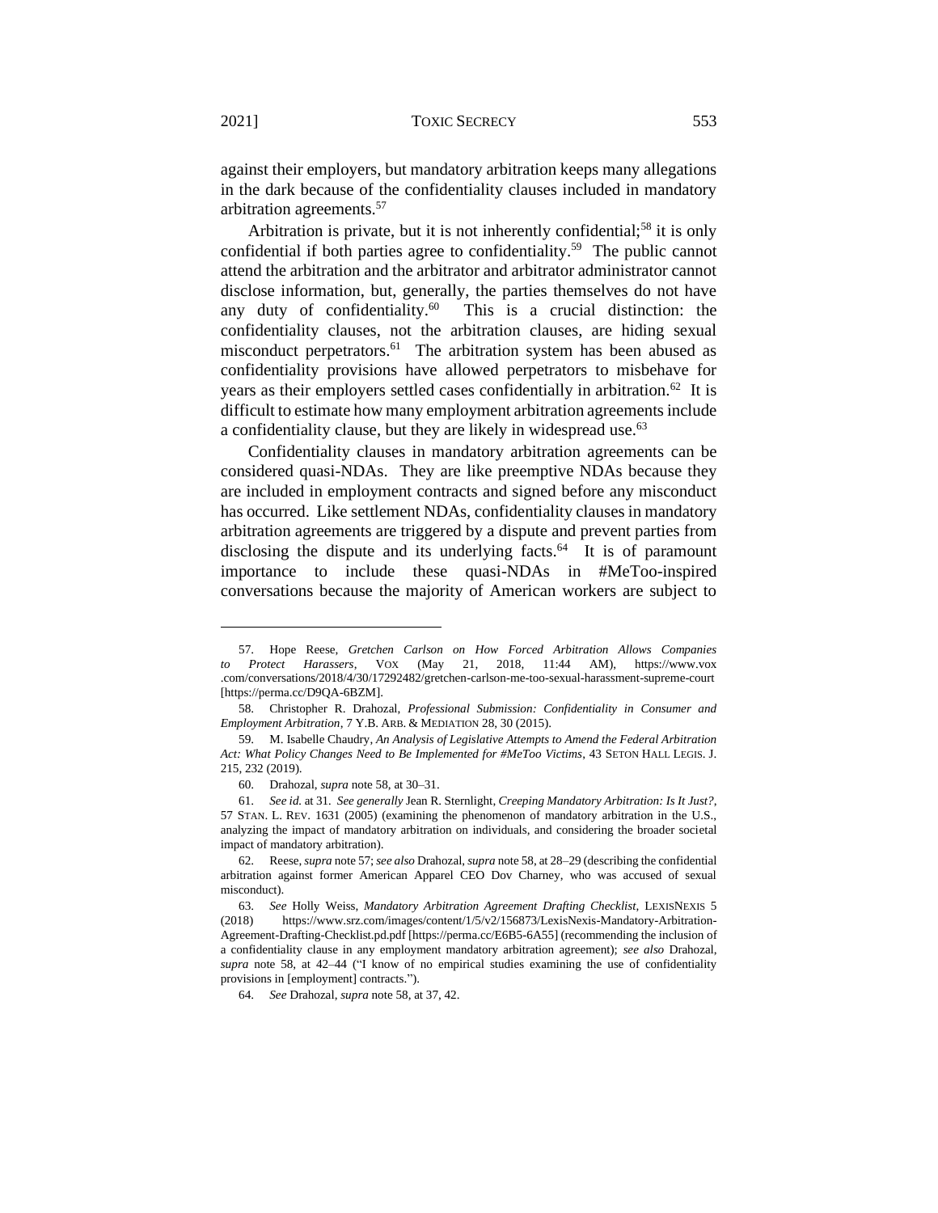against their employers, but mandatory arbitration keeps many allegations in the dark because of the confidentiality clauses included in mandatory arbitration agreements.[57]

Arbitration is private, but it is not inherently confidential;[58] it is only confidential if both parties agree to confidentiality.[59] The public cannot attend the arbitration and the arbitrator and arbitrator administrator cannot disclose information, but, generally, the parties themselves do not have any duty of confidentiality.[60] This is a crucial distinction: the confidentiality clauses, not the arbitration clauses, are hiding sexual misconduct perpetrators.[61] The arbitration system has been abused as confidentiality provisions have allowed perpetrators to misbehave for years as their employers settled cases confidentially in arbitration.[62] It is difficult to estimate how many employment arbitration agreements include a confidentiality clause, but they are likely in widespread use.[63]

Confidentiality clauses in mandatory arbitration agreements can be considered quasi-NDAs. They are like preemptive NDAs because they are included in employment contracts and signed before any misconduct has occurred. Like settlement NDAs, confidentiality clauses in mandatory arbitration agreements are triggered by a dispute and prevent parties from disclosing the dispute and its underlying facts.[64] It is of paramount importance to include these quasi-NDAs in #MeToo-inspired conversations because the majority of American workers are subject to

---

57. Hope Reese, *Gretchen Carlson on How Forced Arbitration Allows Companies to Protect Harassers*, VOX (May 21, 2018, 11:44 AM), https://www.vox.com/conversations/2018/4/30/17292482/gretchen-carlson-me-too-sexual-harassment-supreme-court [https://perma.cc/D9QA-6BZM].

58. Christopher R. Drahozal, *Professional Submission: Confidentiality in Consumer and Employment Arbitration*, 7 Y.B. ARB. & MEDIATION 28, 30 (2015).

59. M. Isabelle Chaudry, *An Analysis of Legislative Attempts to Amend the Federal Arbitration Act: What Policy Changes Need to Be Implemented for #MeToo Victims*, 43 SETON HALL LEGIS. J. 215, 232 (2019).

60. Drahozal, *supra* note 58, at 30–31.

61. *See id.* at 31. *See generally* Jean R. Sternlight, *Creeping Mandatory Arbitration: Is It Just?*, 57 STAN. L. REV. 1631 (2005) (examining the phenomenon of mandatory arbitration in the U.S., analyzing the impact of mandatory arbitration on individuals, and considering the broader societal impact of mandatory arbitration).

62. Reese, *supra* note 57; *see also* Drahozal, *supra* note 58, at 28–29 (describing the confidential arbitration against former American Apparel CEO Dov Charney, who was accused of sexual misconduct).

63. *See* Holly Weiss, *Mandatory Arbitration Agreement Drafting Checklist*, LEXISNEXIS 5 (2018) https://www.srz.com/images/content/1/5/v2/156873/LexisNexis-Mandatory-Arbitration-Agreement-Drafting-Checklist.pd.pdf [https://perma.cc/E6B5-6A55] (recommending the inclusion of a confidentiality clause in any employment mandatory arbitration agreement); *see also* Drahozal, *supra* note 58, at 42–44 ("I know of no empirical studies examining the use of confidentiality provisions in [employment] contracts.").

64. *See* Drahozal, *supra* note 58, at 37, 42.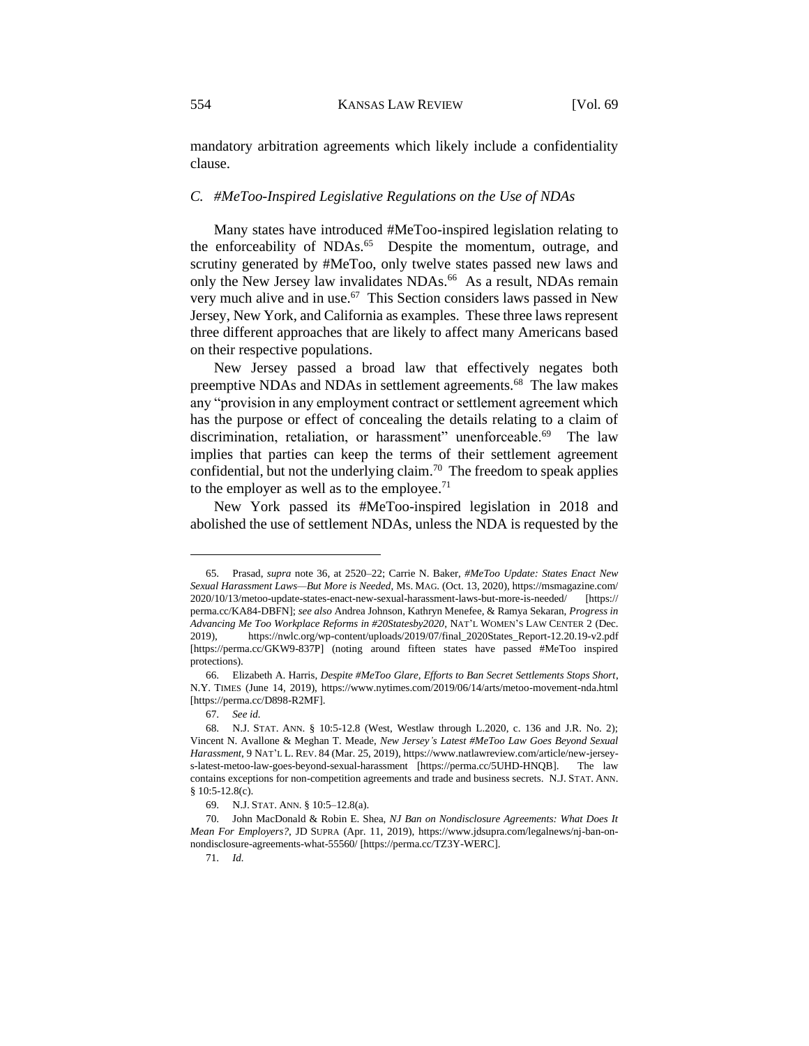mandatory arbitration agreements which likely include a confidentiality clause.

### *C. #MeToo-Inspired Legislative Regulations on the Use of NDAs*

Many states have introduced #MeToo-inspired legislation relating to the enforceability of NDAs.[65] Despite the momentum, outrage, and scrutiny generated by #MeToo, only twelve states passed new laws and only the New Jersey law invalidates NDAs.[66] As a result, NDAs remain very much alive and in use.[67] This Section considers laws passed in New Jersey, New York, and California as examples. These three laws represent three different approaches that are likely to affect many Americans based on their respective populations.

New Jersey passed a broad law that effectively negates both preemptive NDAs and NDAs in settlement agreements.[68] The law makes any "provision in any employment contract or settlement agreement which has the purpose or effect of concealing the details relating to a claim of discrimination, retaliation, or harassment" unenforceable.[69] The law implies that parties can keep the terms of their settlement agreement confidential, but not the underlying claim.[70] The freedom to speak applies to the employer as well as to the employee.[71]

New York passed its #MeToo-inspired legislation in 2018 and abolished the use of settlement NDAs, unless the NDA is requested by the

---

65. Prasad, *supra* note 36, at 2520–22; Carrie N. Baker, *#MeToo Update: States Enact New Sexual Harassment Laws—But More is Needed*, MS. MAG. (Oct. 13, 2020), https://msmagazine.com/2020/10/13/metoo-update-states-enact-new-sexual-harassment-laws-but-more-is-needed/ [https://perma.cc/KA84-DBFN]; *see also* Andrea Johnson, Kathryn Menefee, & Ramya Sekaran, *Progress in Advancing Me Too Workplace Reforms in #20Statesby2020*, NAT'L WOMEN'S LAW CENTER 2 (Dec. 2019), https://nwlc.org/wp-content/uploads/2019/07/final_2020States_Report-12.20.19-v2.pdf [https://perma.cc/GKW9-837P] (noting around fifteen states have passed #MeToo inspired protections).

66. Elizabeth A. Harris, *Despite #MeToo Glare, Efforts to Ban Secret Settlements Stops Short*, N.Y. TIMES (June 14, 2019), https://www.nytimes.com/2019/06/14/arts/metoo-movement-nda.html [https://perma.cc/D898-R2MF].

67. *See id.*

68. N.J. STAT. ANN. § 10:5-12.8 (West, Westlaw through L.2020, c. 136 and J.R. No. 2); Vincent N. Avallone & Meghan T. Meade, *New Jersey's Latest #MeToo Law Goes Beyond Sexual Harassment*, 9 NAT'L L. REV. 84 (Mar. 25, 2019), https://www.natlawreview.com/article/new-jersey-s-latest-metoo-law-goes-beyond-sexual-harassment [https://perma.cc/5UHD-HNQB]. The law contains exceptions for non-competition agreements and trade and business secrets. N.J. STAT. ANN. § 10:5-12.8(c).

69. N.J. STAT. ANN. § 10:5–12.8(a).

70. John MacDonald & Robin E. Shea, *NJ Ban on Nondisclosure Agreements: What Does It Mean For Employers?*, JD SUPRA (Apr. 11, 2019), https://www.jdsupra.com/legalnews/nj-ban-on-nondisclosure-agreements-what-55560/ [https://perma.cc/TZ3Y-WERC].

71. *Id.*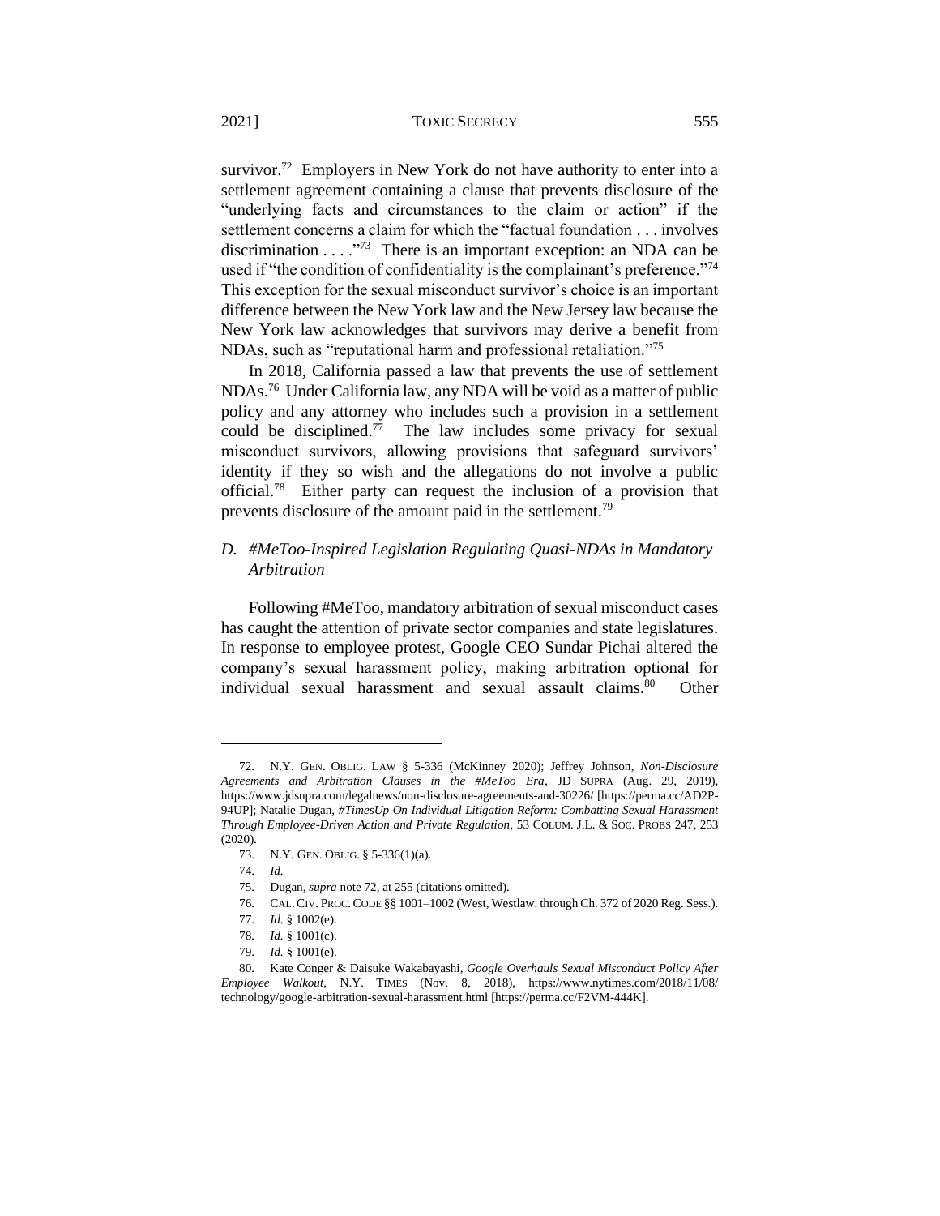survivor.[72] Employers in New York do not have authority to enter into a settlement agreement containing a clause that prevents disclosure of the "underlying facts and circumstances to the claim or action" if the settlement concerns a claim for which the "factual foundation . . . involves discrimination . . . ."[73] There is an important exception: an NDA can be used if "the condition of confidentiality is the complainant's preference."[74] This exception for the sexual misconduct survivor's choice is an important difference between the New York law and the New Jersey law because the New York law acknowledges that survivors may derive a benefit from NDAs, such as "reputational harm and professional retaliation."[75]

In 2018, California passed a law that prevents the use of settlement NDAs.[76] Under California law, any NDA will be void as a matter of public policy and any attorney who includes such a provision in a settlement could be disciplined.[77] The law includes some privacy for sexual misconduct survivors, allowing provisions that safeguard survivors' identity if they so wish and the allegations do not involve a public official.[78] Either party can request the inclusion of a provision that prevents disclosure of the amount paid in the settlement.[79]

### *D. #MeToo-Inspired Legislation Regulating Quasi-NDAs in Mandatory Arbitration*

Following #MeToo, mandatory arbitration of sexual misconduct cases has caught the attention of private sector companies and state legislatures. In response to employee protest, Google CEO Sundar Pichai altered the company's sexual harassment policy, making arbitration optional for individual sexual harassment and sexual assault claims.[80] Other

---

72. N.Y. GEN. OBLIG. LAW § 5-336 (McKinney 2020); Jeffrey Johnson, *Non-Disclosure Agreements and Arbitration Clauses in the #MeToo Era*, JD SUPRA (Aug. 29, 2019), https://www.jdsupra.com/legalnews/non-disclosure-agreements-and-30226/ [https://perma.cc/AD2P-94UP]; Natalie Dugan, *#TimesUp On Individual Litigation Reform: Combatting Sexual Harassment Through Employee-Driven Action and Private Regulation*, 53 COLUM. J.L. & SOC. PROBS 247, 253 (2020).

73. N.Y. GEN. OBLIG. § 5-336(1)(a).

74. *Id.*

75. Dugan, *supra* note 72, at 255 (citations omitted).

76. CAL. CIV. PROC. CODE §§ 1001–1002 (West, Westlaw. through Ch. 372 of 2020 Reg. Sess.).

77. *Id.* § 1002(e).

78. *Id.* § 1001(c).

79. *Id.* § 1001(e).

80. Kate Conger & Daisuke Wakabayashi, *Google Overhauls Sexual Misconduct Policy After Employee Walkout*, N.Y. TIMES (Nov. 8, 2018), https://www.nytimes.com/2018/11/08/technology/google-arbitration-sexual-harassment.html [https://perma.cc/F2VM-444K].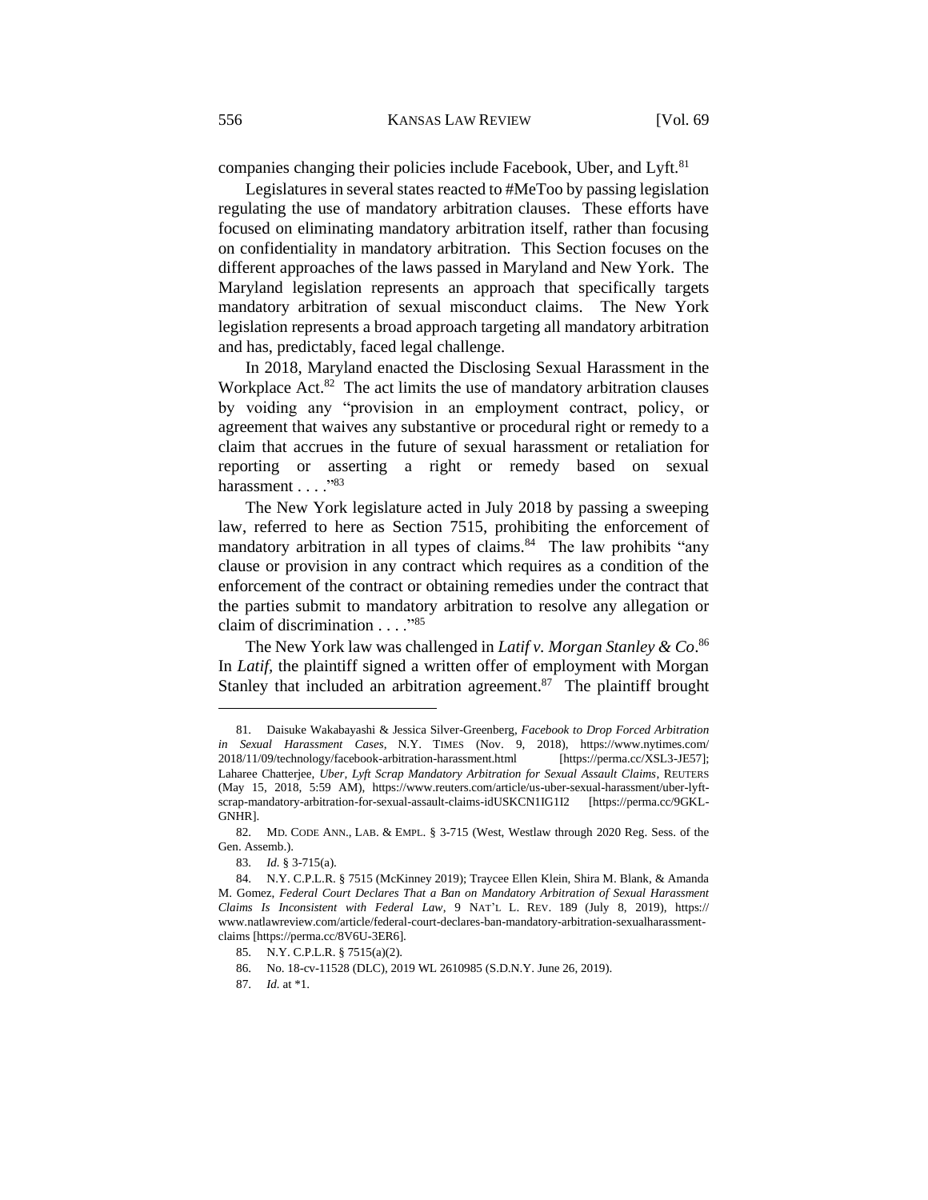companies changing their policies include Facebook, Uber, and Lyft.[81]

Legislatures in several states reacted to #MeToo by passing legislation regulating the use of mandatory arbitration clauses. These efforts have focused on eliminating mandatory arbitration itself, rather than focusing on confidentiality in mandatory arbitration. This Section focuses on the different approaches of the laws passed in Maryland and New York. The Maryland legislation represents an approach that specifically targets mandatory arbitration of sexual misconduct claims. The New York legislation represents a broad approach targeting all mandatory arbitration and has, predictably, faced legal challenge.

In 2018, Maryland enacted the Disclosing Sexual Harassment in the Workplace Act.[82] The act limits the use of mandatory arbitration clauses by voiding any "provision in an employment contract, policy, or agreement that waives any substantive or procedural right or remedy to a claim that accrues in the future of sexual harassment or retaliation for reporting or asserting a right or remedy based on sexual harassment . . . ."[83]

The New York legislature acted in July 2018 by passing a sweeping law, referred to here as Section 7515, prohibiting the enforcement of mandatory arbitration in all types of claims.[84] The law prohibits "any clause or provision in any contract which requires as a condition of the enforcement of the contract or obtaining remedies under the contract that the parties submit to mandatory arbitration to resolve any allegation or claim of discrimination . . . ."[85]

The New York law was challenged in *Latif v. Morgan Stanley & Co*.[86] In *Latif*, the plaintiff signed a written offer of employment with Morgan Stanley that included an arbitration agreement.[87] The plaintiff brought

---

81. Daisuke Wakabayashi & Jessica Silver-Greenberg, *Facebook to Drop Forced Arbitration in Sexual Harassment Cases*, N.Y. TIMES (Nov. 9, 2018), https://www.nytimes.com/2018/11/09/technology/facebook-arbitration-harassment.html [https://perma.cc/XSL3-JE57]; Laharee Chatterjee, *Uber, Lyft Scrap Mandatory Arbitration for Sexual Assault Claims*, REUTERS (May 15, 2018, 5:59 AM), https://www.reuters.com/article/us-uber-sexual-harassment/uber-lyft-scrap-mandatory-arbitration-for-sexual-assault-claims-idUSKCN1IG1I2 [https://perma.cc/9GKL-GNHR].

82. MD. CODE ANN., LAB. & EMPL. § 3-715 (West, Westlaw through 2020 Reg. Sess. of the Gen. Assemb.).

83. *Id.* § 3-715(a).

84. N.Y. C.P.L.R. § 7515 (McKinney 2019); Traycee Ellen Klein, Shira M. Blank, & Amanda M. Gomez, *Federal Court Declares That a Ban on Mandatory Arbitration of Sexual Harassment Claims Is Inconsistent with Federal Law*, 9 NAT'L L. REV. 189 (July 8, 2019), https://www.natlawreview.com/article/federal-court-declares-ban-mandatory-arbitration-sexualharassment-claims [https://perma.cc/8V6U-3ER6].

85. N.Y. C.P.L.R. § 7515(a)(2).

86. No. 18-cv-11528 (DLC), 2019 WL 2610985 (S.D.N.Y. June 26, 2019).

87. *Id.* at *1.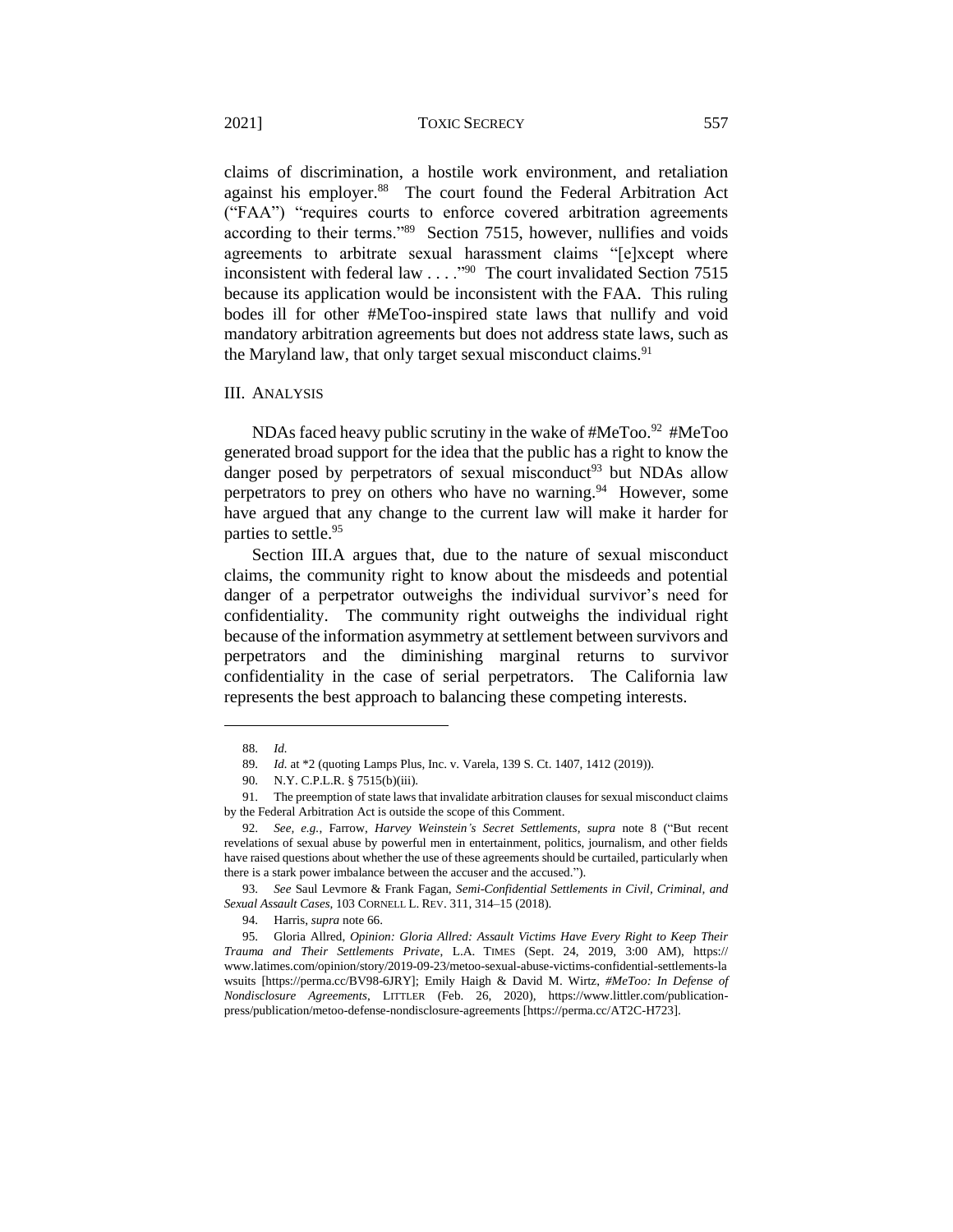claims of discrimination, a hostile work environment, and retaliation against his employer.[88] The court found the Federal Arbitration Act ("FAA") "requires courts to enforce covered arbitration agreements according to their terms."[89] Section 7515, however, nullifies and voids agreements to arbitrate sexual harassment claims "[e]xcept where inconsistent with federal law . . . ."[90] The court invalidated Section 7515 because its application would be inconsistent with the FAA. This ruling bodes ill for other #MeToo-inspired state laws that nullify and void mandatory arbitration agreements but does not address state laws, such as the Maryland law, that only target sexual misconduct claims.[91]

## III. ANALYSIS

NDAs faced heavy public scrutiny in the wake of #MeToo.[92] #MeToo generated broad support for the idea that the public has a right to know the danger posed by perpetrators of sexual misconduct[93] but NDAs allow perpetrators to prey on others who have no warning.[94] However, some have argued that any change to the current law will make it harder for parties to settle.[95]

Section III.A argues that, due to the nature of sexual misconduct claims, the community right to know about the misdeeds and potential danger of a perpetrator outweighs the individual survivor's need for confidentiality. The community right outweighs the individual right because of the information asymmetry at settlement between survivors and perpetrators and the diminishing marginal returns to survivor confidentiality in the case of serial perpetrators. The California law represents the best approach to balancing these competing interests.

---

88. *Id.*

89. *Id.* at *2 (quoting Lamps Plus, Inc. v. Varela, 139 S. Ct. 1407, 1412 (2019)).

90. N.Y. C.P.L.R. § 7515(b)(iii).

91. The preemption of state laws that invalidate arbitration clauses for sexual misconduct claims by the Federal Arbitration Act is outside the scope of this Comment.

92. *See, e.g.*, Farrow, *Harvey Weinstein's Secret Settlements*, *supra* note 8 ("But recent revelations of sexual abuse by powerful men in entertainment, politics, journalism, and other fields have raised questions about whether the use of these agreements should be curtailed, particularly when there is a stark power imbalance between the accuser and the accused.").

93. *See* Saul Levmore & Frank Fagan, *Semi-Confidential Settlements in Civil, Criminal, and Sexual Assault Cases*, 103 CORNELL L. REV. 311, 314–15 (2018).

94. Harris, *supra* note 66.

95. Gloria Allred, *Opinion: Gloria Allred: Assault Victims Have Every Right to Keep Their Trauma and Their Settlements Private*, L.A. TIMES (Sept. 24, 2019, 3:00 AM), https://www.latimes.com/opinion/story/2019-09-23/metoo-sexual-abuse-victims-confidential-settlements-lawsuits [https://perma.cc/BV98-6JRY]; Emily Haigh & David M. Wirtz, *#MeToo: In Defense of Nondisclosure Agreements*, LITTLER (Feb. 26, 2020), https://www.littler.com/publication-press/publication/metoo-defense-nondisclosure-agreements [https://perma.cc/AT2C-H723].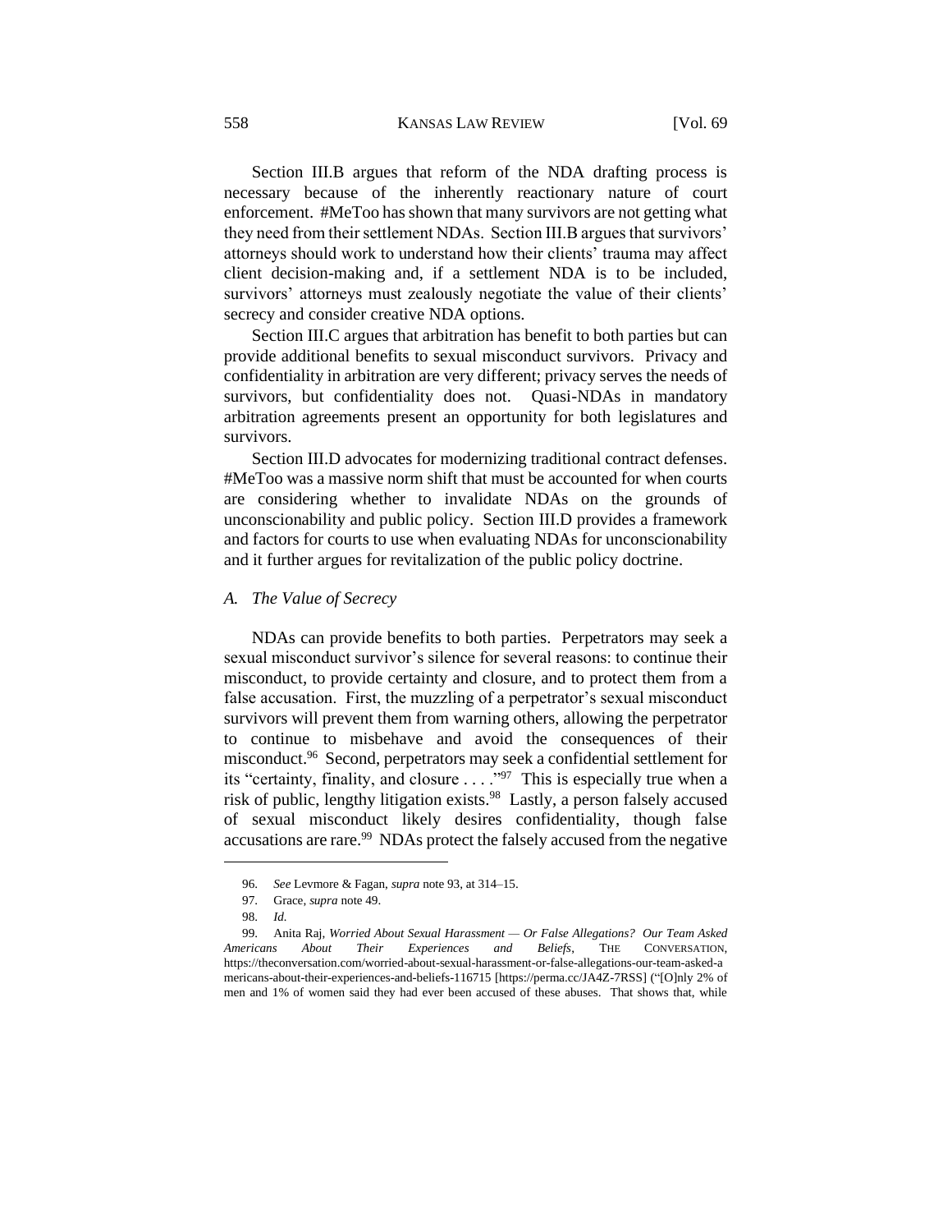Section III.B argues that reform of the NDA drafting process is necessary because of the inherently reactionary nature of court enforcement. #MeToo has shown that many survivors are not getting what they need from their settlement NDAs. Section III.B argues that survivors' attorneys should work to understand how their clients' trauma may affect client decision-making and, if a settlement NDA is to be included, survivors' attorneys must zealously negotiate the value of their clients' secrecy and consider creative NDA options.

Section III.C argues that arbitration has benefit to both parties but can provide additional benefits to sexual misconduct survivors. Privacy and confidentiality in arbitration are very different; privacy serves the needs of survivors, but confidentiality does not. Quasi-NDAs in mandatory arbitration agreements present an opportunity for both legislatures and survivors.

Section III.D advocates for modernizing traditional contract defenses. #MeToo was a massive norm shift that must be accounted for when courts are considering whether to invalidate NDAs on the grounds of unconscionability and public policy. Section III.D provides a framework and factors for courts to use when evaluating NDAs for unconscionability and it further argues for revitalization of the public policy doctrine.

### *A. The Value of Secrecy*

NDAs can provide benefits to both parties. Perpetrators may seek a sexual misconduct survivor's silence for several reasons: to continue their misconduct, to provide certainty and closure, and to protect them from a false accusation. First, the muzzling of a perpetrator's sexual misconduct survivors will prevent them from warning others, allowing the perpetrator to continue to misbehave and avoid the consequences of their misconduct.[96] Second, perpetrators may seek a confidential settlement for its "certainty, finality, and closure . . . ."[97] This is especially true when a risk of public, lengthy litigation exists.[98] Lastly, a person falsely accused of sexual misconduct likely desires confidentiality, though false accusations are rare.[99] NDAs protect the falsely accused from the negative

---

96. *See* Levmore & Fagan, *supra* note 93, at 314–15.

97. Grace, *supra* note 49.

98. *Id.*

99. Anita Raj, *Worried About Sexual Harassment — Or False Allegations? Our Team Asked Americans About Their Experiences and Beliefs*, THE CONVERSATION, https://theconversation.com/worried-about-sexual-harassment-or-false-allegations-our-team-asked-americans-about-their-experiences-and-beliefs-116715 [https://perma.cc/JA4Z-7RSS] ("[O]nly 2% of men and 1% of women said they had ever been accused of these abuses. That shows that, while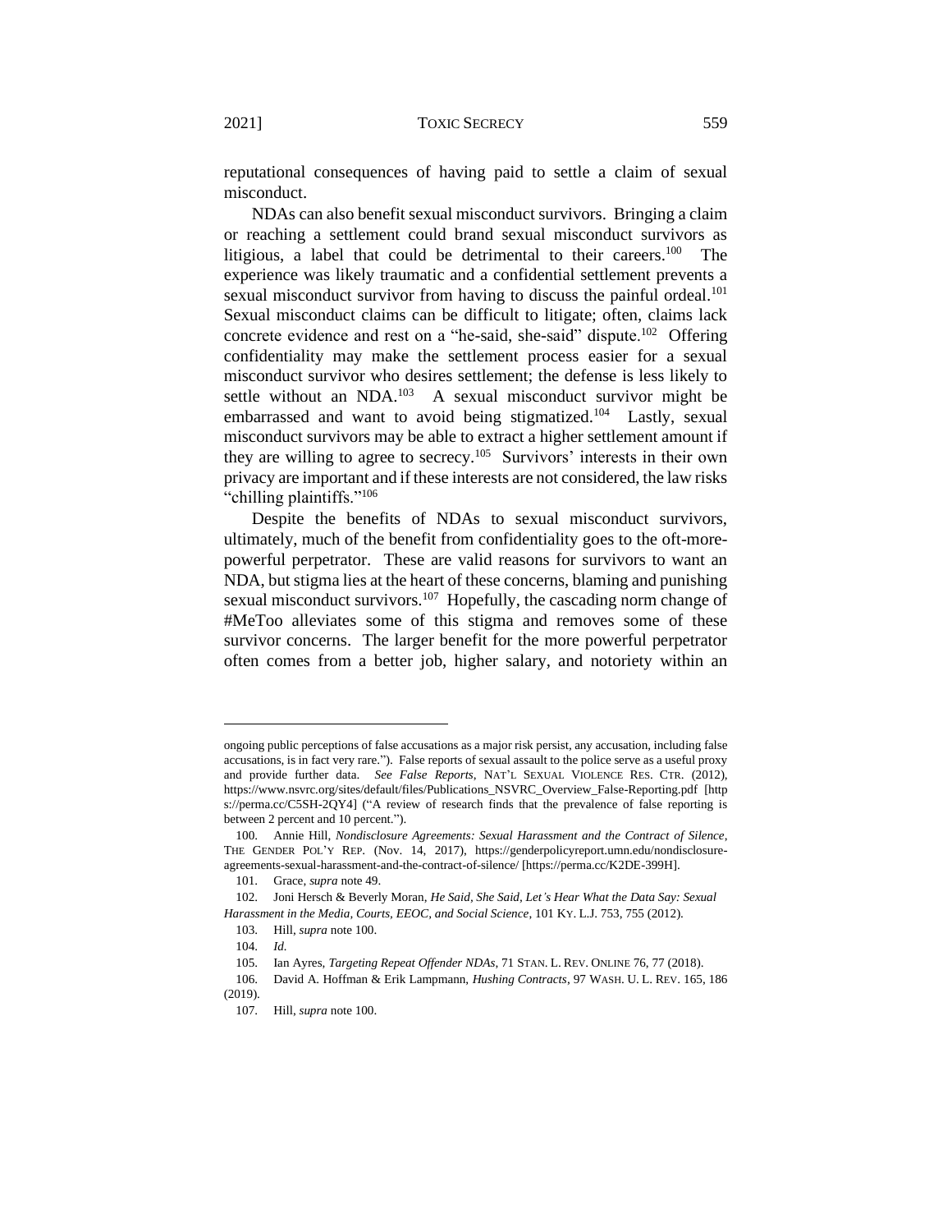reputational consequences of having paid to settle a claim of sexual misconduct.

NDAs can also benefit sexual misconduct survivors. Bringing a claim or reaching a settlement could brand sexual misconduct survivors as litigious, a label that could be detrimental to their careers.[100] The experience was likely traumatic and a confidential settlement prevents a sexual misconduct survivor from having to discuss the painful ordeal.[101] Sexual misconduct claims can be difficult to litigate; often, claims lack concrete evidence and rest on a "he-said, she-said" dispute.[102] Offering confidentiality may make the settlement process easier for a sexual misconduct survivor who desires settlement; the defense is less likely to settle without an NDA.[103] A sexual misconduct survivor might be embarrassed and want to avoid being stigmatized.[104] Lastly, sexual misconduct survivors may be able to extract a higher settlement amount if they are willing to agree to secrecy.[105] Survivors' interests in their own privacy are important and if these interests are not considered, the law risks "chilling plaintiffs."[106]

Despite the benefits of NDAs to sexual misconduct survivors, ultimately, much of the benefit from confidentiality goes to the oft-more-powerful perpetrator. These are valid reasons for survivors to want an NDA, but stigma lies at the heart of these concerns, blaming and punishing sexual misconduct survivors.[107] Hopefully, the cascading norm change of #MeToo alleviates some of this stigma and removes some of these survivor concerns. The larger benefit for the more powerful perpetrator often comes from a better job, higher salary, and notoriety within an

---

ongoing public perceptions of false accusations as a major risk persist, any accusation, including false accusations, is in fact very rare."). False reports of sexual assault to the police serve as a useful proxy and provide further data. *See False Reports*, NAT'L SEXUAL VIOLENCE RES. CTR. (2012), https://www.nsvrc.org/sites/default/files/Publications_NSVRC_Overview_False-Reporting.pdf [https://perma.cc/C5SH-2QY4] ("A review of research finds that the prevalence of false reporting is between 2 percent and 10 percent.").

100. Annie Hill, *Nondisclosure Agreements: Sexual Harassment and the Contract of Silence*, THE GENDER POL'Y REP. (Nov. 14, 2017), https://genderpolicyreport.umn.edu/nondisclosure-agreements-sexual-harassment-and-the-contract-of-silence/ [https://perma.cc/K2DE-399H].

101. Grace, *supra* note 49.

102. Joni Hersch & Beverly Moran, *He Said, She Said, Let's Hear What the Data Say: Sexual Harassment in the Media, Courts, EEOC, and Social Science*, 101 KY. L.J. 753, 755 (2012).

103. Hill, *supra* note 100.

104. *Id.*

105. Ian Ayres, *Targeting Repeat Offender NDAs*, 71 STAN. L. REV. ONLINE 76, 77 (2018).

106. David A. Hoffman & Erik Lampmann, *Hushing Contracts*, 97 WASH. U. L. REV. 165, 186 (2019).

107. Hill, *supra* note 100.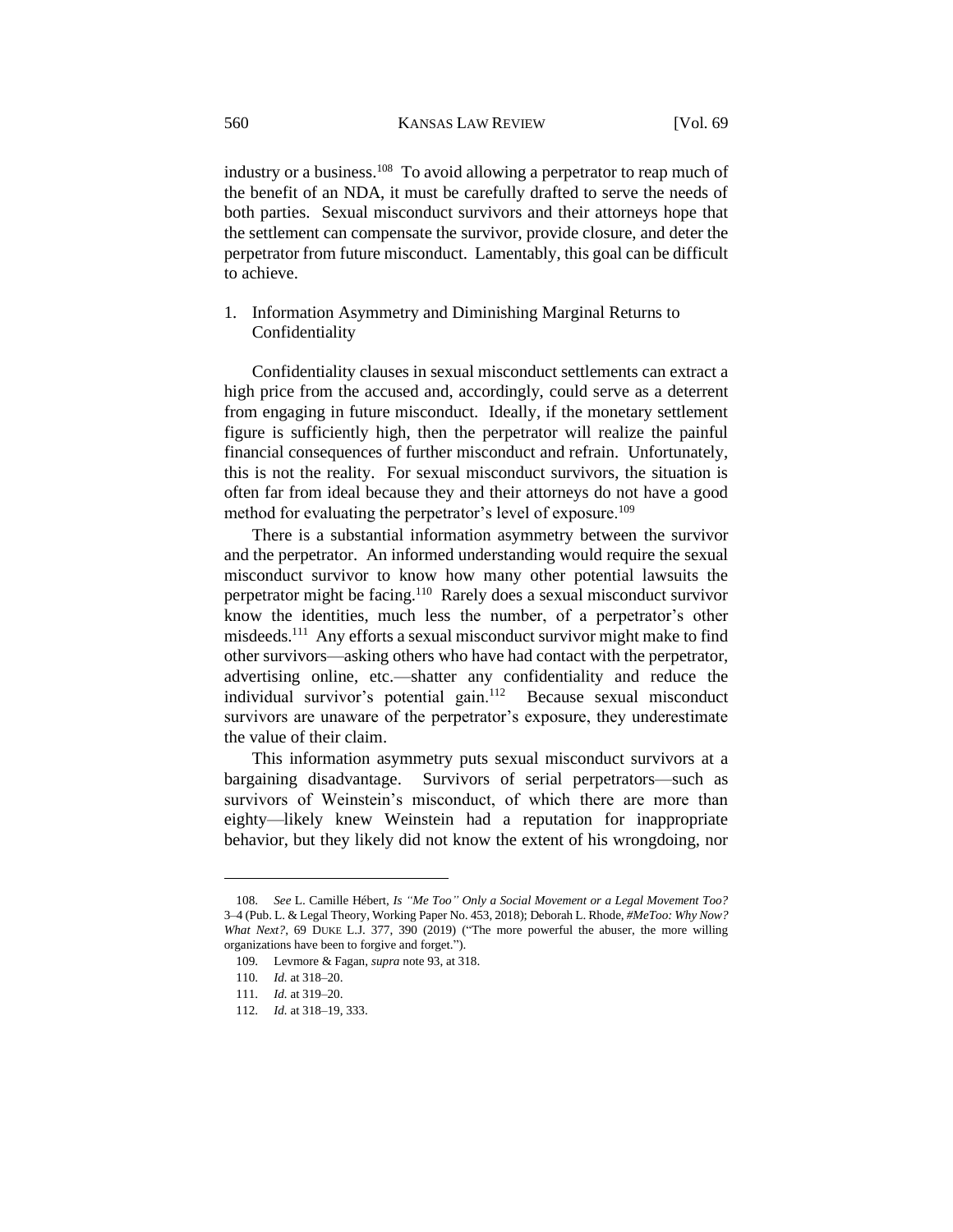industry or a business.[108] To avoid allowing a perpetrator to reap much of the benefit of an NDA, it must be carefully drafted to serve the needs of both parties. Sexual misconduct survivors and their attorneys hope that the settlement can compensate the survivor, provide closure, and deter the perpetrator from future misconduct. Lamentably, this goal can be difficult to achieve.

1. Information Asymmetry and Diminishing Marginal Returns to Confidentiality

Confidentiality clauses in sexual misconduct settlements can extract a high price from the accused and, accordingly, could serve as a deterrent from engaging in future misconduct. Ideally, if the monetary settlement figure is sufficiently high, then the perpetrator will realize the painful financial consequences of further misconduct and refrain. Unfortunately, this is not the reality. For sexual misconduct survivors, the situation is often far from ideal because they and their attorneys do not have a good method for evaluating the perpetrator's level of exposure.[109]

There is a substantial information asymmetry between the survivor and the perpetrator. An informed understanding would require the sexual misconduct survivor to know how many other potential lawsuits the perpetrator might be facing.[110] Rarely does a sexual misconduct survivor know the identities, much less the number, of a perpetrator's other misdeeds.[111] Any efforts a sexual misconduct survivor might make to find other survivors—asking others who have had contact with the perpetrator, advertising online, etc.—shatter any confidentiality and reduce the individual survivor's potential gain.[112] Because sexual misconduct survivors are unaware of the perpetrator's exposure, they underestimate the value of their claim.

This information asymmetry puts sexual misconduct survivors at a bargaining disadvantage. Survivors of serial perpetrators—such as survivors of Weinstein's misconduct, of which there are more than eighty—likely knew Weinstein had a reputation for inappropriate behavior, but they likely did not know the extent of his wrongdoing, nor

---

108. *See* L. Camille Hébert, *Is "Me Too" Only a Social Movement or a Legal Movement Too?* 3–4 (Pub. L. & Legal Theory, Working Paper No. 453, 2018); Deborah L. Rhode, *#MeToo: Why Now? What Next?*, 69 DUKE L.J. 377, 390 (2019) ("The more powerful the abuser, the more willing organizations have been to forgive and forget.").

109. Levmore & Fagan, *supra* note 93, at 318.

110. *Id.* at 318–20.

111. *Id.* at 319–20.

112. *Id.* at 318–19, 333.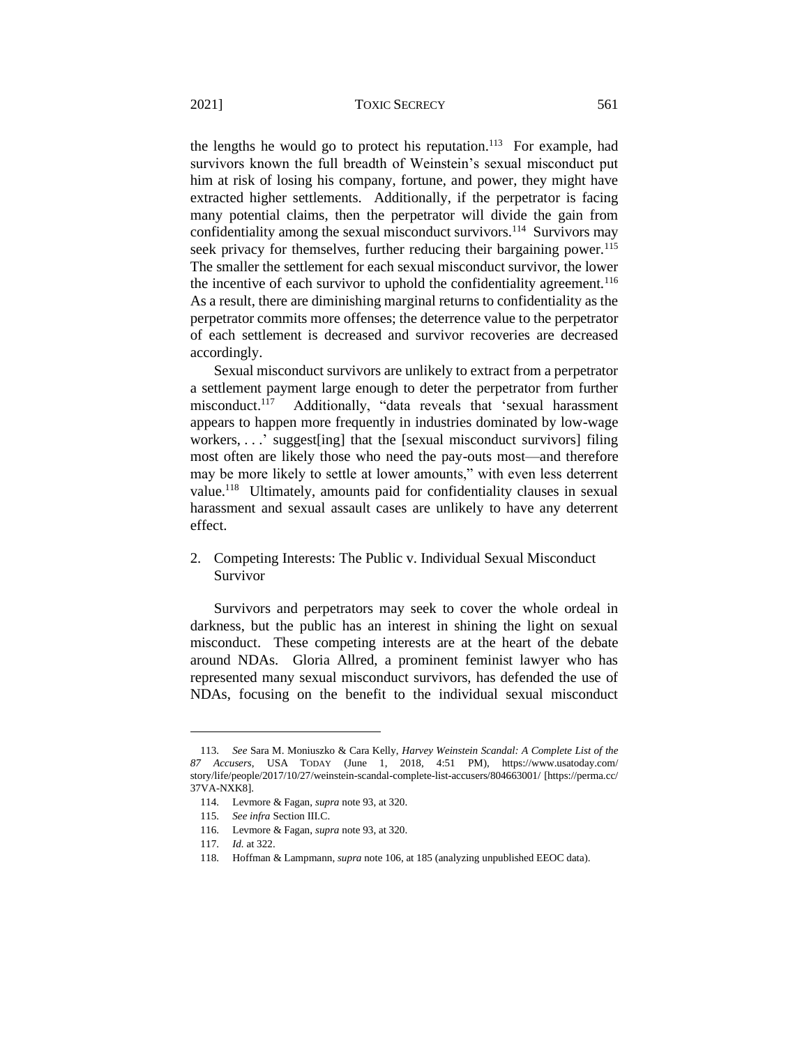the lengths he would go to protect his reputation.[113] For example, had survivors known the full breadth of Weinstein's sexual misconduct put him at risk of losing his company, fortune, and power, they might have extracted higher settlements. Additionally, if the perpetrator is facing many potential claims, then the perpetrator will divide the gain from confidentiality among the sexual misconduct survivors.[114] Survivors may seek privacy for themselves, further reducing their bargaining power.[115] The smaller the settlement for each sexual misconduct survivor, the lower the incentive of each survivor to uphold the confidentiality agreement.[116] As a result, there are diminishing marginal returns to confidentiality as the perpetrator commits more offenses; the deterrence value to the perpetrator of each settlement is decreased and survivor recoveries are decreased accordingly.

Sexual misconduct survivors are unlikely to extract from a perpetrator a settlement payment large enough to deter the perpetrator from further misconduct.[117] Additionally, "data reveals that 'sexual harassment appears to happen more frequently in industries dominated by low-wage workers, . . .' suggest[ing] that the [sexual misconduct survivors] filing most often are likely those who need the pay-outs most—and therefore may be more likely to settle at lower amounts," with even less deterrent value.[118] Ultimately, amounts paid for confidentiality clauses in sexual harassment and sexual assault cases are unlikely to have any deterrent effect.

2. Competing Interests: The Public v. Individual Sexual Misconduct Survivor

Survivors and perpetrators may seek to cover the whole ordeal in darkness, but the public has an interest in shining the light on sexual misconduct. These competing interests are at the heart of the debate around NDAs. Gloria Allred, a prominent feminist lawyer who has represented many sexual misconduct survivors, has defended the use of NDAs, focusing on the benefit to the individual sexual misconduct

---

113. *See* Sara M. Moniuszko & Cara Kelly, *Harvey Weinstein Scandal: A Complete List of the 87 Accusers*, USA TODAY (June 1, 2018, 4:51 PM), https://www.usatoday.com/story/life/people/2017/10/27/weinstein-scandal-complete-list-accusers/804663001/ [https://perma.cc/37VA-NXK8].

114. Levmore & Fagan, *supra* note 93, at 320.

115. *See infra* Section III.C.

116. Levmore & Fagan, *supra* note 93, at 320.

117. *Id.* at 322.

118. Hoffman & Lampmann, *supra* note 106, at 185 (analyzing unpublished EEOC data).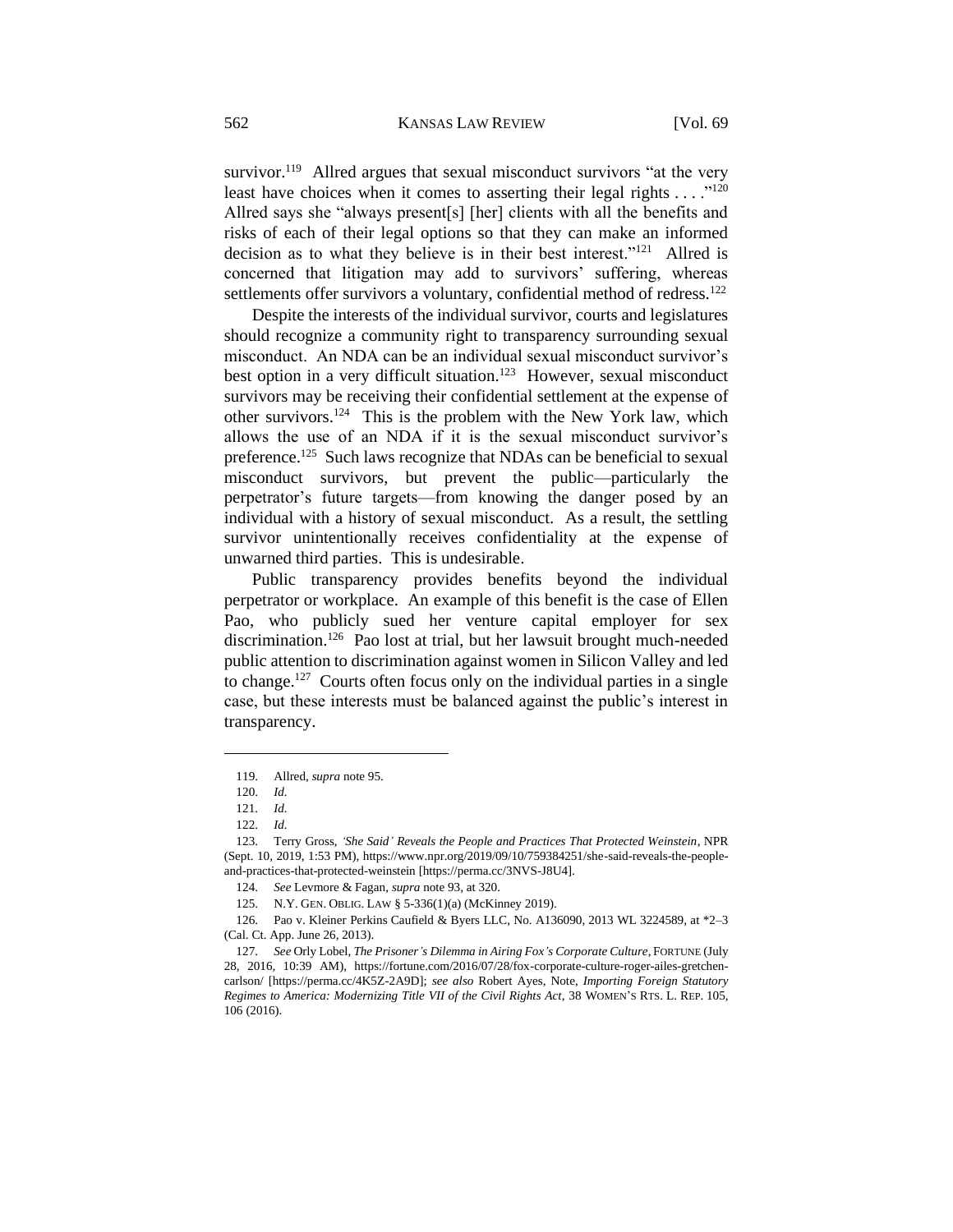survivor.[119] Allred argues that sexual misconduct survivors "at the very least have choices when it comes to asserting their legal rights . . . ."[120] Allred says she "always present[s] [her] clients with all the benefits and risks of each of their legal options so that they can make an informed decision as to what they believe is in their best interest."[121] Allred is concerned that litigation may add to survivors' suffering, whereas settlements offer survivors a voluntary, confidential method of redress.[122]

Despite the interests of the individual survivor, courts and legislatures should recognize a community right to transparency surrounding sexual misconduct. An NDA can be an individual sexual misconduct survivor's best option in a very difficult situation.[123] However, sexual misconduct survivors may be receiving their confidential settlement at the expense of other survivors.[124] This is the problem with the New York law, which allows the use of an NDA if it is the sexual misconduct survivor's preference.[125] Such laws recognize that NDAs can be beneficial to sexual misconduct survivors, but prevent the public—particularly the perpetrator's future targets—from knowing the danger posed by an individual with a history of sexual misconduct. As a result, the settling survivor unintentionally receives confidentiality at the expense of unwarned third parties. This is undesirable.

Public transparency provides benefits beyond the individual perpetrator or workplace. An example of this benefit is the case of Ellen Pao, who publicly sued her venture capital employer for sex discrimination.[126] Pao lost at trial, but her lawsuit brought much-needed public attention to discrimination against women in Silicon Valley and led to change.[127] Courts often focus only on the individual parties in a single case, but these interests must be balanced against the public's interest in transparency.

---

119. Allred, *supra* note 95.

120. *Id.*

121. *Id.*

122. *Id.*

123. Terry Gross, *'She Said' Reveals the People and Practices That Protected Weinstein*, NPR (Sept. 10, 2019, 1:53 PM), https://www.npr.org/2019/09/10/759384251/she-said-reveals-the-people-and-practices-that-protected-weinstein [https://perma.cc/3NVS-J8U4].

124. *See* Levmore & Fagan, *supra* note 93, at 320.

125. N.Y. GEN. OBLIG. LAW § 5-336(1)(a) (McKinney 2019).

126. Pao v. Kleiner Perkins Caufield & Byers LLC, No. A136090, 2013 WL 3224589, at *2–3 (Cal. Ct. App. June 26, 2013).

127. *See* Orly Lobel, *The Prisoner's Dilemma in Airing Fox's Corporate Culture*, FORTUNE (July 28, 2016, 10:39 AM), https://fortune.com/2016/07/28/fox-corporate-culture-roger-ailes-gretchen-carlson/ [https://perma.cc/4K5Z-2A9D]; *see also* Robert Ayes, Note, *Importing Foreign Statutory Regimes to America: Modernizing Title VII of the Civil Rights Act*, 38 WOMEN'S RTS. L. REP. 105, 106 (2016).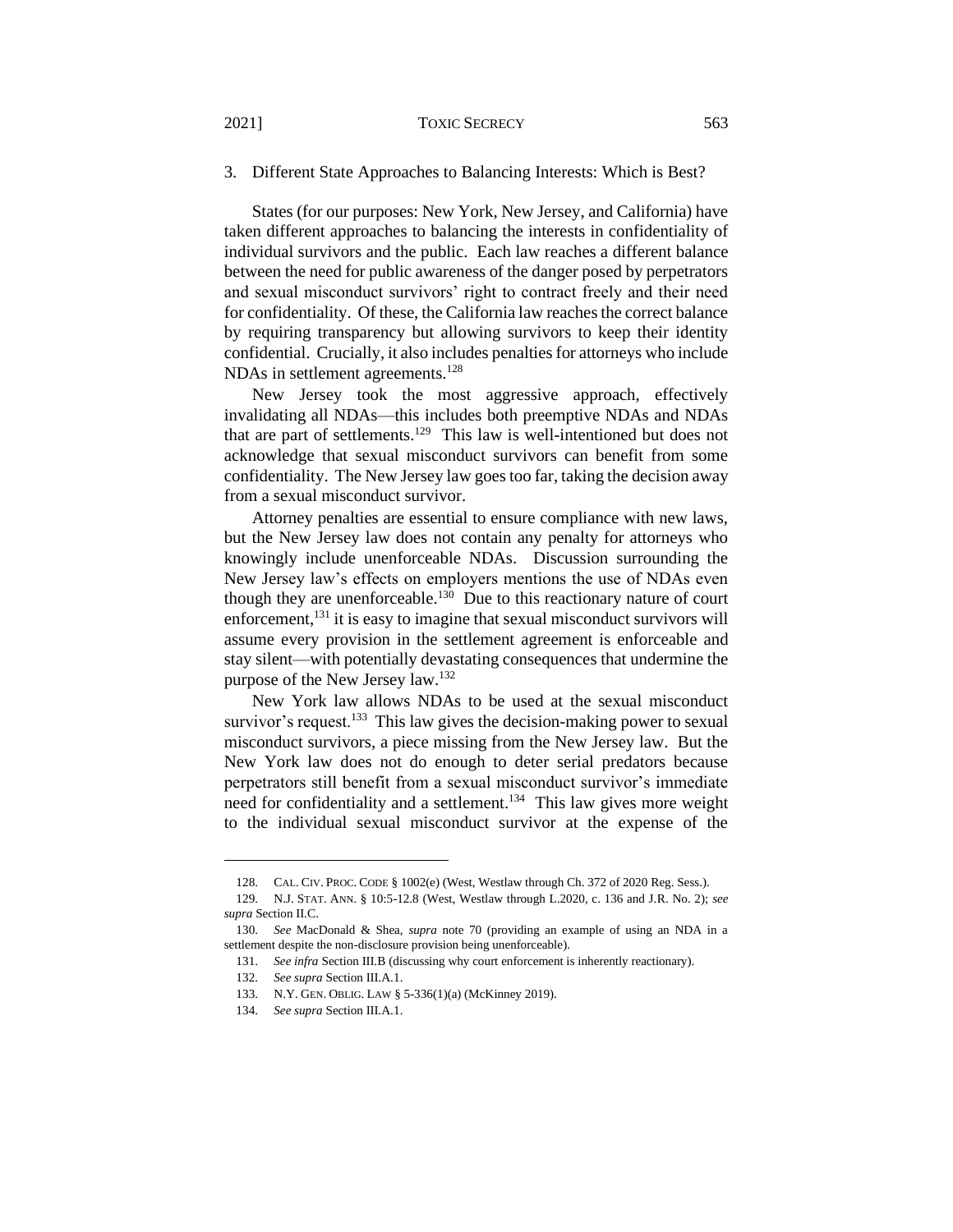### 3. Different State Approaches to Balancing Interests: Which is Best?

States (for our purposes: New York, New Jersey, and California) have taken different approaches to balancing the interests in confidentiality of individual survivors and the public. Each law reaches a different balance between the need for public awareness of the danger posed by perpetrators and sexual misconduct survivors' right to contract freely and their need for confidentiality. Of these, the California law reaches the correct balance by requiring transparency but allowing survivors to keep their identity confidential. Crucially, it also includes penalties for attorneys who include NDAs in settlement agreements.[128]

New Jersey took the most aggressive approach, effectively invalidating all NDAs—this includes both preemptive NDAs and NDAs that are part of settlements.[129] This law is well-intentioned but does not acknowledge that sexual misconduct survivors can benefit from some confidentiality. The New Jersey law goes too far, taking the decision away from a sexual misconduct survivor.

Attorney penalties are essential to ensure compliance with new laws, but the New Jersey law does not contain any penalty for attorneys who knowingly include unenforceable NDAs. Discussion surrounding the New Jersey law's effects on employers mentions the use of NDAs even though they are unenforceable.[130] Due to this reactionary nature of court enforcement,[131] it is easy to imagine that sexual misconduct survivors will assume every provision in the settlement agreement is enforceable and stay silent—with potentially devastating consequences that undermine the purpose of the New Jersey law.[132]

New York law allows NDAs to be used at the sexual misconduct survivor's request.[133] This law gives the decision-making power to sexual misconduct survivors, a piece missing from the New Jersey law. But the New York law does not do enough to deter serial predators because perpetrators still benefit from a sexual misconduct survivor's immediate need for confidentiality and a settlement.[134] This law gives more weight to the individual sexual misconduct survivor at the expense of the

---

128. CAL. CIV. PROC. CODE § 1002(e) (West, Westlaw through Ch. 372 of 2020 Reg. Sess.).

129. N.J. STAT. ANN. § 10:5-12.8 (West, Westlaw through L.2020, c. 136 and J.R. No. 2); *see supra* Section II.C.

130. *See* MacDonald & Shea, *supra* note 70 (providing an example of using an NDA in a settlement despite the non-disclosure provision being unenforceable).

131. *See infra* Section III.B (discussing why court enforcement is inherently reactionary).

132. *See supra* Section III.A.1.

133. N.Y. GEN. OBLIG. LAW § 5-336(1)(a) (McKinney 2019).

134. *See supra* Section III.A.1.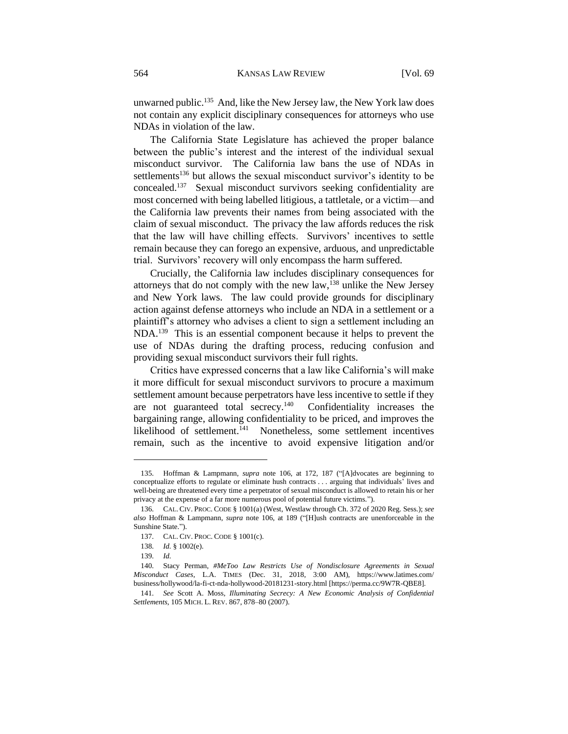unwarned public.[135] And, like the New Jersey law, the New York law does not contain any explicit disciplinary consequences for attorneys who use NDAs in violation of the law.

The California State Legislature has achieved the proper balance between the public's interest and the interest of the individual sexual misconduct survivor. The California law bans the use of NDAs in settlements[136] but allows the sexual misconduct survivor's identity to be concealed.[137] Sexual misconduct survivors seeking confidentiality are most concerned with being labelled litigious, a tattletale, or a victim—and the California law prevents their names from being associated with the claim of sexual misconduct. The privacy the law affords reduces the risk that the law will have chilling effects. Survivors' incentives to settle remain because they can forego an expensive, arduous, and unpredictable trial. Survivors' recovery will only encompass the harm suffered.

Crucially, the California law includes disciplinary consequences for attorneys that do not comply with the new law,[138] unlike the New Jersey and New York laws. The law could provide grounds for disciplinary action against defense attorneys who include an NDA in a settlement or a plaintiff's attorney who advises a client to sign a settlement including an NDA.[139] This is an essential component because it helps to prevent the use of NDAs during the drafting process, reducing confusion and providing sexual misconduct survivors their full rights.

Critics have expressed concerns that a law like California's will make it more difficult for sexual misconduct survivors to procure a maximum settlement amount because perpetrators have less incentive to settle if they are not guaranteed total secrecy.[140] Confidentiality increases the bargaining range, allowing confidentiality to be priced, and improves the likelihood of settlement.[141] Nonetheless, some settlement incentives remain, such as the incentive to avoid expensive litigation and/or

---

135. Hoffman & Lampmann, *supra* note 106, at 172, 187 ("[A]dvocates are beginning to conceptualize efforts to regulate or eliminate hush contracts . . . arguing that individuals' lives and well-being are threatened every time a perpetrator of sexual misconduct is allowed to retain his or her privacy at the expense of a far more numerous pool of potential future victims.").

136. CAL. CIV. PROC. CODE § 1001(a) (West, Westlaw through Ch. 372 of 2020 Reg. Sess.); *see also* Hoffman & Lampmann, *supra* note 106, at 189 ("[H]ush contracts are unenforceable in the Sunshine State.").

137. CAL. CIV. PROC. CODE § 1001(c).

138. *Id.* § 1002(e).

139. *Id.*

140. Stacy Perman, *#MeToo Law Restricts Use of Nondisclosure Agreements in Sexual Misconduct Cases*, L.A. TIMES (Dec. 31, 2018, 3:00 AM), https://www.latimes.com/business/hollywood/la-fi-ct-nda-hollywood-20181231-story.html [https://perma.cc/9W7R-QBE8].

141. *See* Scott A. Moss, *Illuminating Secrecy: A New Economic Analysis of Confidential Settlements*, 105 MICH. L. REV. 867, 878–80 (2007).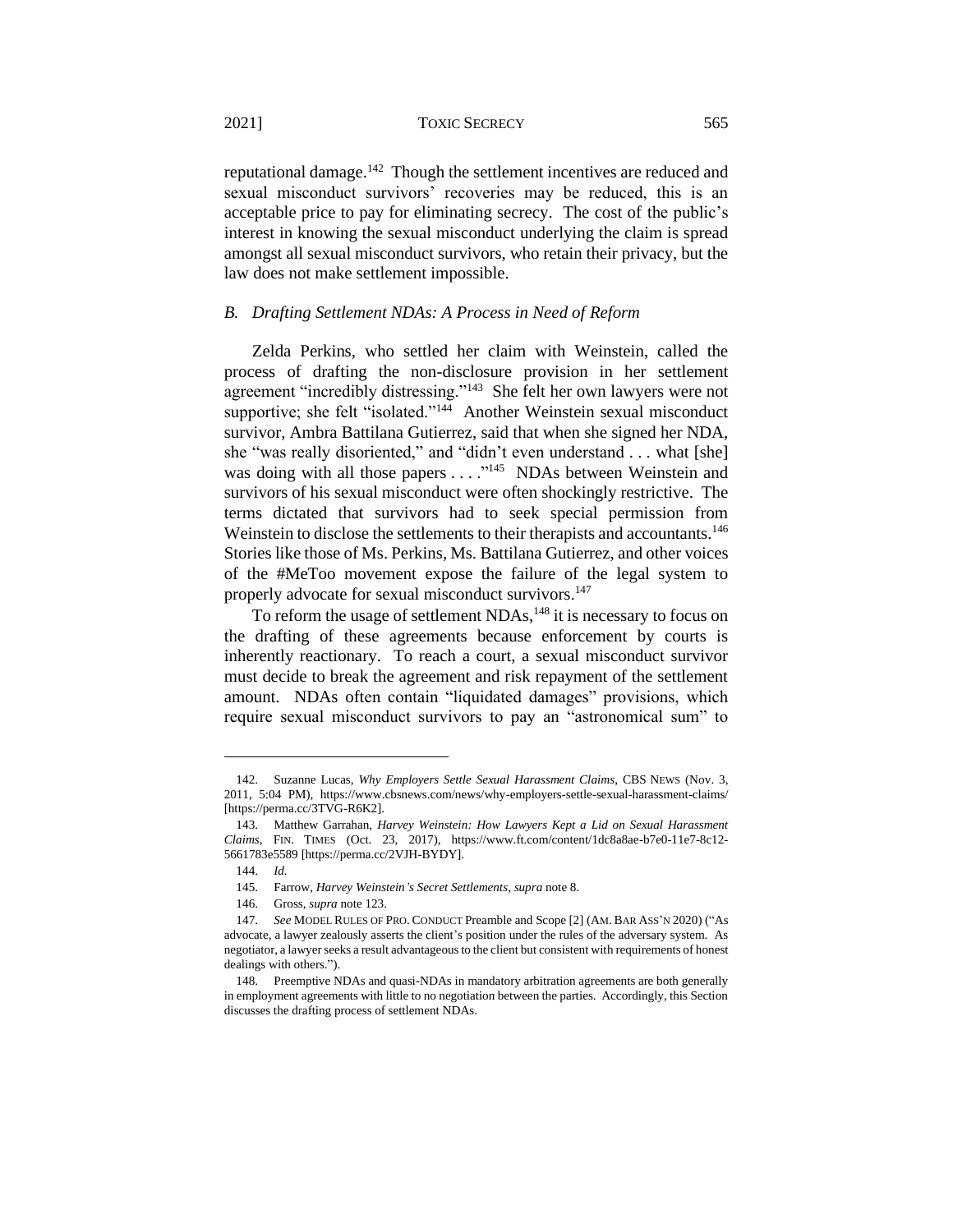reputational damage.[142] Though the settlement incentives are reduced and sexual misconduct survivors' recoveries may be reduced, this is an acceptable price to pay for eliminating secrecy. The cost of the public's interest in knowing the sexual misconduct underlying the claim is spread amongst all sexual misconduct survivors, who retain their privacy, but the law does not make settlement impossible.

### *B. Drafting Settlement NDAs: A Process in Need of Reform*

Zelda Perkins, who settled her claim with Weinstein, called the process of drafting the non-disclosure provision in her settlement agreement "incredibly distressing."[143] She felt her own lawyers were not supportive; she felt "isolated."[144] Another Weinstein sexual misconduct survivor, Ambra Battilana Gutierrez, said that when she signed her NDA, she "was really disoriented," and "didn't even understand . . . what [she] was doing with all those papers . . . ."[145] NDAs between Weinstein and survivors of his sexual misconduct were often shockingly restrictive. The terms dictated that survivors had to seek special permission from Weinstein to disclose the settlements to their therapists and accountants.[146] Stories like those of Ms. Perkins, Ms. Battilana Gutierrez, and other voices of the #MeToo movement expose the failure of the legal system to properly advocate for sexual misconduct survivors.[147]

To reform the usage of settlement NDAs,[148] it is necessary to focus on the drafting of these agreements because enforcement by courts is inherently reactionary. To reach a court, a sexual misconduct survivor must decide to break the agreement and risk repayment of the settlement amount. NDAs often contain "liquidated damages" provisions, which require sexual misconduct survivors to pay an "astronomical sum" to

---

142. Suzanne Lucas, *Why Employers Settle Sexual Harassment Claims*, CBS NEWS (Nov. 3, 2011, 5:04 PM), https://www.cbsnews.com/news/why-employers-settle-sexual-harassment-claims/ [https://perma.cc/3TVG-R6K2].

143. Matthew Garrahan, *Harvey Weinstein: How Lawyers Kept a Lid on Sexual Harassment Claims*, FIN. TIMES (Oct. 23, 2017), https://www.ft.com/content/1dc8a8ae-b7e0-11e7-8c12-5661783e5589 [https://perma.cc/2VJH-BYDY].

144. *Id.*

145. Farrow, *Harvey Weinstein's Secret Settlements*, *supra* note 8.

146. Gross, *supra* note 123.

147. *See* MODEL RULES OF PRO. CONDUCT Preamble and Scope [2] (AM. BAR ASS'N 2020) ("As advocate, a lawyer zealously asserts the client's position under the rules of the adversary system. As negotiator, a lawyer seeks a result advantageous to the client but consistent with requirements of honest dealings with others.").

148. Preemptive NDAs and quasi-NDAs in mandatory arbitration agreements are both generally in employment agreements with little to no negotiation between the parties. Accordingly, this Section discusses the drafting process of settlement NDAs.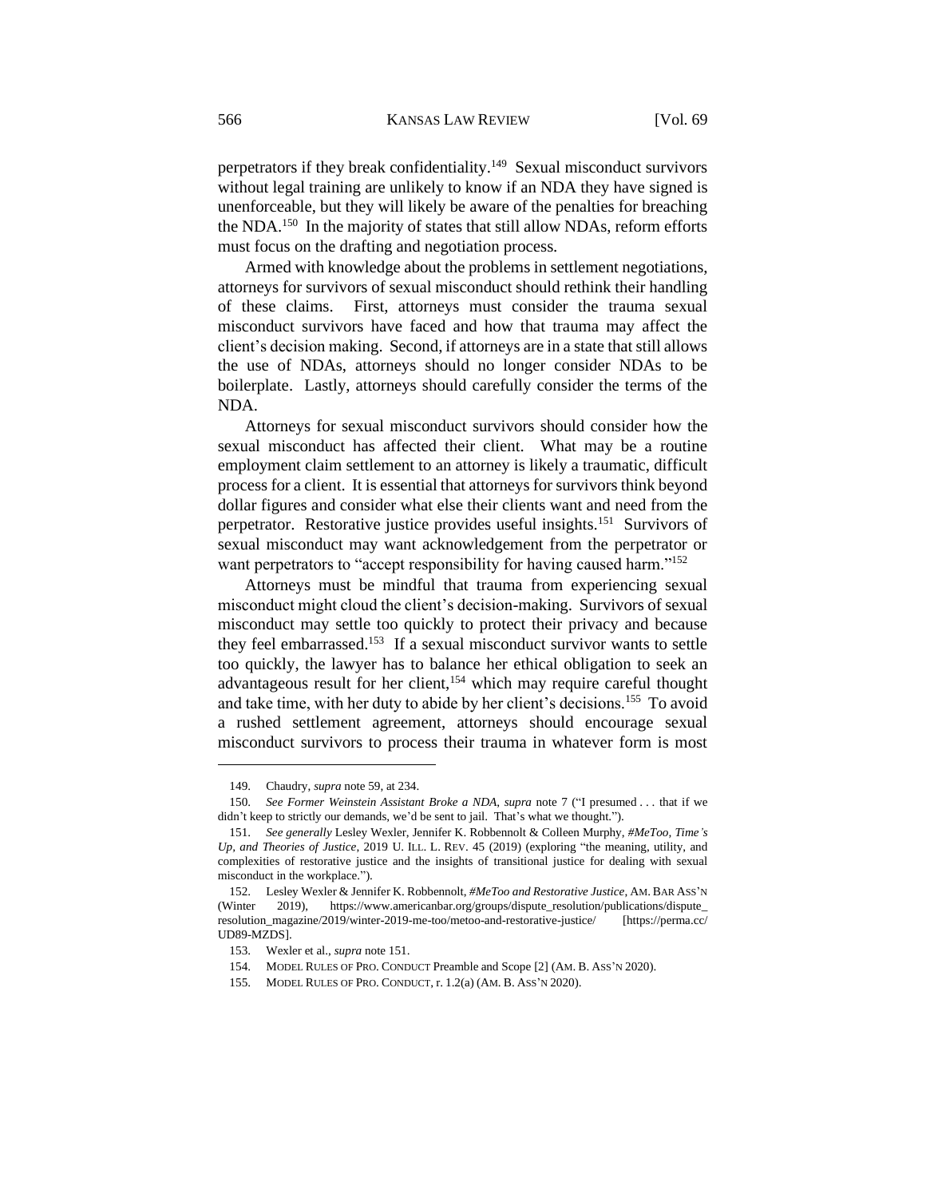perpetrators if they break confidentiality.[149] Sexual misconduct survivors without legal training are unlikely to know if an NDA they have signed is unenforceable, but they will likely be aware of the penalties for breaching the NDA.[150] In the majority of states that still allow NDAs, reform efforts must focus on the drafting and negotiation process.

Armed with knowledge about the problems in settlement negotiations, attorneys for survivors of sexual misconduct should rethink their handling of these claims. First, attorneys must consider the trauma sexual misconduct survivors have faced and how that trauma may affect the client's decision making. Second, if attorneys are in a state that still allows the use of NDAs, attorneys should no longer consider NDAs to be boilerplate. Lastly, attorneys should carefully consider the terms of the NDA.

Attorneys for sexual misconduct survivors should consider how the sexual misconduct has affected their client. What may be a routine employment claim settlement to an attorney is likely a traumatic, difficult process for a client. It is essential that attorneys for survivors think beyond dollar figures and consider what else their clients want and need from the perpetrator. Restorative justice provides useful insights.[151] Survivors of sexual misconduct may want acknowledgement from the perpetrator or want perpetrators to "accept responsibility for having caused harm."[152]

Attorneys must be mindful that trauma from experiencing sexual misconduct might cloud the client's decision-making. Survivors of sexual misconduct may settle too quickly to protect their privacy and because they feel embarrassed.[153] If a sexual misconduct survivor wants to settle too quickly, the lawyer has to balance her ethical obligation to seek an advantageous result for her client,[154] which may require careful thought and take time, with her duty to abide by her client's decisions.[155] To avoid a rushed settlement agreement, attorneys should encourage sexual misconduct survivors to process their trauma in whatever form is most

---

149. Chaudry, *supra* note 59, at 234.

150. *See Former Weinstein Assistant Broke a NDA*, *supra* note 7 ("I presumed . . . that if we didn't keep to strictly our demands, we'd be sent to jail. That's what we thought.").

151. *See generally* Lesley Wexler, Jennifer K. Robbennolt & Colleen Murphy, *#MeToo, Time's Up, and Theories of Justice*, 2019 U. ILL. L. REV. 45 (2019) (exploring "the meaning, utility, and complexities of restorative justice and the insights of transitional justice for dealing with sexual misconduct in the workplace.").

152. Lesley Wexler & Jennifer K. Robbennolt, *#MeToo and Restorative Justice*, AM. BAR ASS'N (Winter 2019), https://www.americanbar.org/groups/dispute_resolution/publications/dispute_resolution_magazine/2019/winter-2019-me-too/metoo-and-restorative-justice/ [https://perma.cc/UD89-MZDS].

153. Wexler et al., *supra* note 151.

154. MODEL RULES OF PRO. CONDUCT Preamble and Scope [2] (AM. B. ASS'N 2020).

155. MODEL RULES OF PRO. CONDUCT, r. 1.2(a) (AM. B. ASS'N 2020).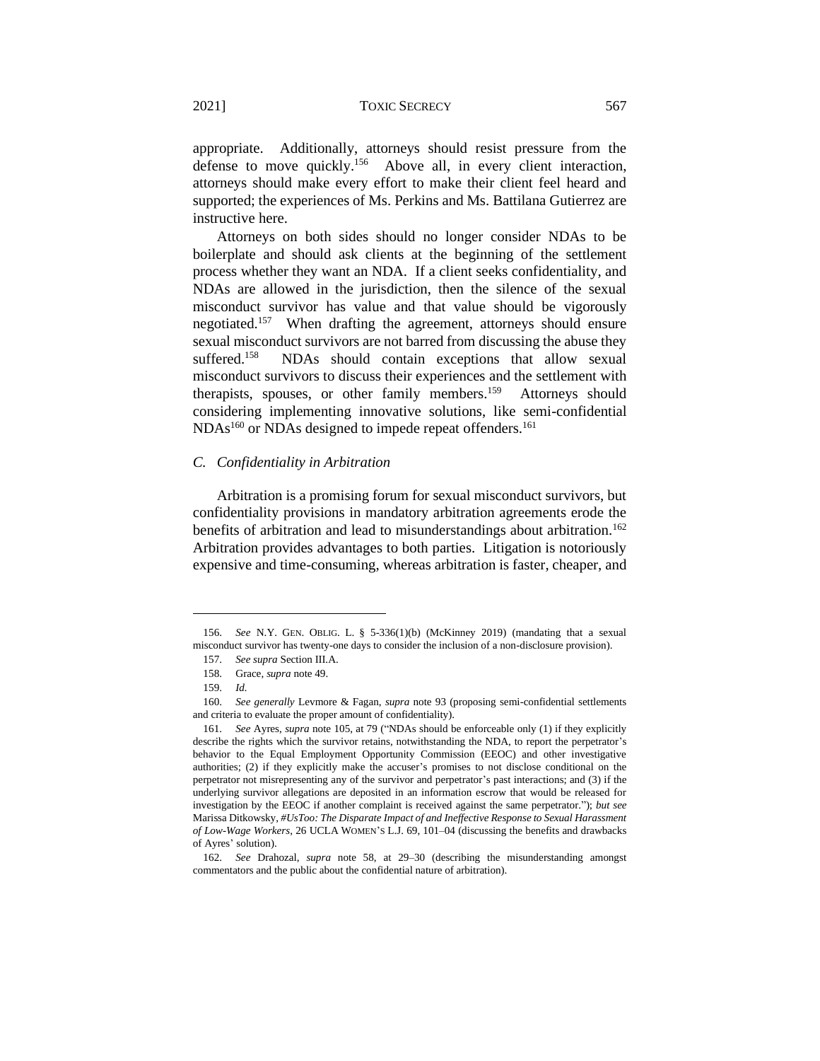appropriate. Additionally, attorneys should resist pressure from the defense to move quickly.[156] Above all, in every client interaction, attorneys should make every effort to make their client feel heard and supported; the experiences of Ms. Perkins and Ms. Battilana Gutierrez are instructive here.

Attorneys on both sides should no longer consider NDAs to be boilerplate and should ask clients at the beginning of the settlement process whether they want an NDA. If a client seeks confidentiality, and NDAs are allowed in the jurisdiction, then the silence of the sexual misconduct survivor has value and that value should be vigorously negotiated.[157] When drafting the agreement, attorneys should ensure sexual misconduct survivors are not barred from discussing the abuse they suffered.[158] NDAs should contain exceptions that allow sexual misconduct survivors to discuss their experiences and the settlement with therapists, spouses, or other family members.[159] Attorneys should considering implementing innovative solutions, like semi-confidential NDAs[160] or NDAs designed to impede repeat offenders.[161]

### *C. Confidentiality in Arbitration*

Arbitration is a promising forum for sexual misconduct survivors, but confidentiality provisions in mandatory arbitration agreements erode the benefits of arbitration and lead to misunderstandings about arbitration.[162] Arbitration provides advantages to both parties. Litigation is notoriously expensive and time-consuming, whereas arbitration is faster, cheaper, and

---

156. *See* N.Y. GEN. OBLIG. L. § 5-336(1)(b) (McKinney 2019) (mandating that a sexual misconduct survivor has twenty-one days to consider the inclusion of a non-disclosure provision).

157. *See supra* Section III.A.

158. Grace, *supra* note 49.

159. *Id.*

160. *See generally* Levmore & Fagan, *supra* note 93 (proposing semi-confidential settlements and criteria to evaluate the proper amount of confidentiality).

161. *See* Ayres, *supra* note 105, at 79 ("NDAs should be enforceable only (1) if they explicitly describe the rights which the survivor retains, notwithstanding the NDA, to report the perpetrator's behavior to the Equal Employment Opportunity Commission (EEOC) and other investigative authorities; (2) if they explicitly make the accuser's promises to not disclose conditional on the perpetrator not misrepresenting any of the survivor and perpetrator's past interactions; and (3) if the underlying survivor allegations are deposited in an information escrow that would be released for investigation by the EEOC if another complaint is received against the same perpetrator."); *but see* Marissa Ditkowsky, *#UsToo: The Disparate Impact of and Ineffective Response to Sexual Harassment of Low-Wage Workers*, 26 UCLA WOMEN'S L.J. 69, 101–04 (discussing the benefits and drawbacks of Ayres' solution).

162. *See* Drahozal, *supra* note 58, at 29–30 (describing the misunderstanding amongst commentators and the public about the confidential nature of arbitration).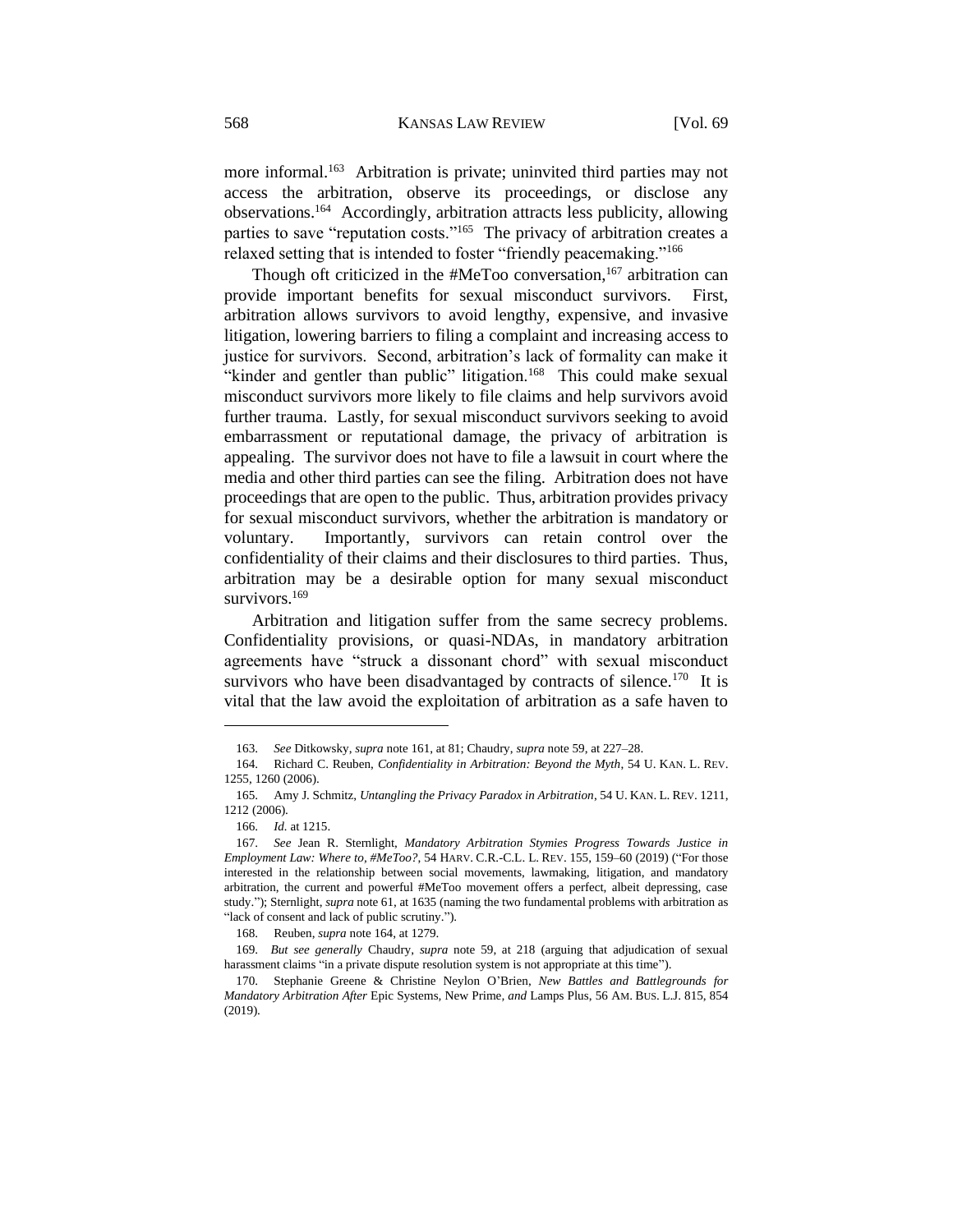more informal.[163] Arbitration is private; uninvited third parties may not access the arbitration, observe its proceedings, or disclose any observations.[164] Accordingly, arbitration attracts less publicity, allowing parties to save "reputation costs."[165] The privacy of arbitration creates a relaxed setting that is intended to foster "friendly peacemaking."[166]

Though oft criticized in the #MeToo conversation,[167] arbitration can provide important benefits for sexual misconduct survivors. First, arbitration allows survivors to avoid lengthy, expensive, and invasive litigation, lowering barriers to filing a complaint and increasing access to justice for survivors. Second, arbitration's lack of formality can make it "kinder and gentler than public" litigation.[168] This could make sexual misconduct survivors more likely to file claims and help survivors avoid further trauma. Lastly, for sexual misconduct survivors seeking to avoid embarrassment or reputational damage, the privacy of arbitration is appealing. The survivor does not have to file a lawsuit in court where the media and other third parties can see the filing. Arbitration does not have proceedings that are open to the public. Thus, arbitration provides privacy for sexual misconduct survivors, whether the arbitration is mandatory or voluntary. Importantly, survivors can retain control over the confidentiality of their claims and their disclosures to third parties. Thus, arbitration may be a desirable option for many sexual misconduct survivors.[169]

Arbitration and litigation suffer from the same secrecy problems. Confidentiality provisions, or quasi-NDAs, in mandatory arbitration agreements have "struck a dissonant chord" with sexual misconduct survivors who have been disadvantaged by contracts of silence.[170] It is vital that the law avoid the exploitation of arbitration as a safe haven to

---

163. *See* Ditkowsky, *supra* note 161, at 81; Chaudry, *supra* note 59, at 227–28.

164. Richard C. Reuben, *Confidentiality in Arbitration: Beyond the Myth*, 54 U. KAN. L. REV. 1255, 1260 (2006).

165. Amy J. Schmitz, *Untangling the Privacy Paradox in Arbitration*, 54 U. KAN. L. REV. 1211, 1212 (2006).

166. *Id.* at 1215.

167. *See* Jean R. Sternlight, *Mandatory Arbitration Stymies Progress Towards Justice in Employment Law: Where to, #MeToo?*, 54 HARV. C.R.-C.L. L. REV. 155, 159–60 (2019) ("For those interested in the relationship between social movements, lawmaking, litigation, and mandatory arbitration, the current and powerful #MeToo movement offers a perfect, albeit depressing, case study."); Sternlight, *supra* note 61, at 1635 (naming the two fundamental problems with arbitration as "lack of consent and lack of public scrutiny.").

168. Reuben, *supra* note 164, at 1279.

169. *But see generally* Chaudry, *supra* note 59, at 218 (arguing that adjudication of sexual harassment claims "in a private dispute resolution system is not appropriate at this time").

170. Stephanie Greene & Christine Neylon O'Brien, *New Battles and Battlegrounds for Mandatory Arbitration After* Epic Systems, New Prime, *and* Lamps Plus, 56 AM. BUS. L.J. 815, 854 (2019).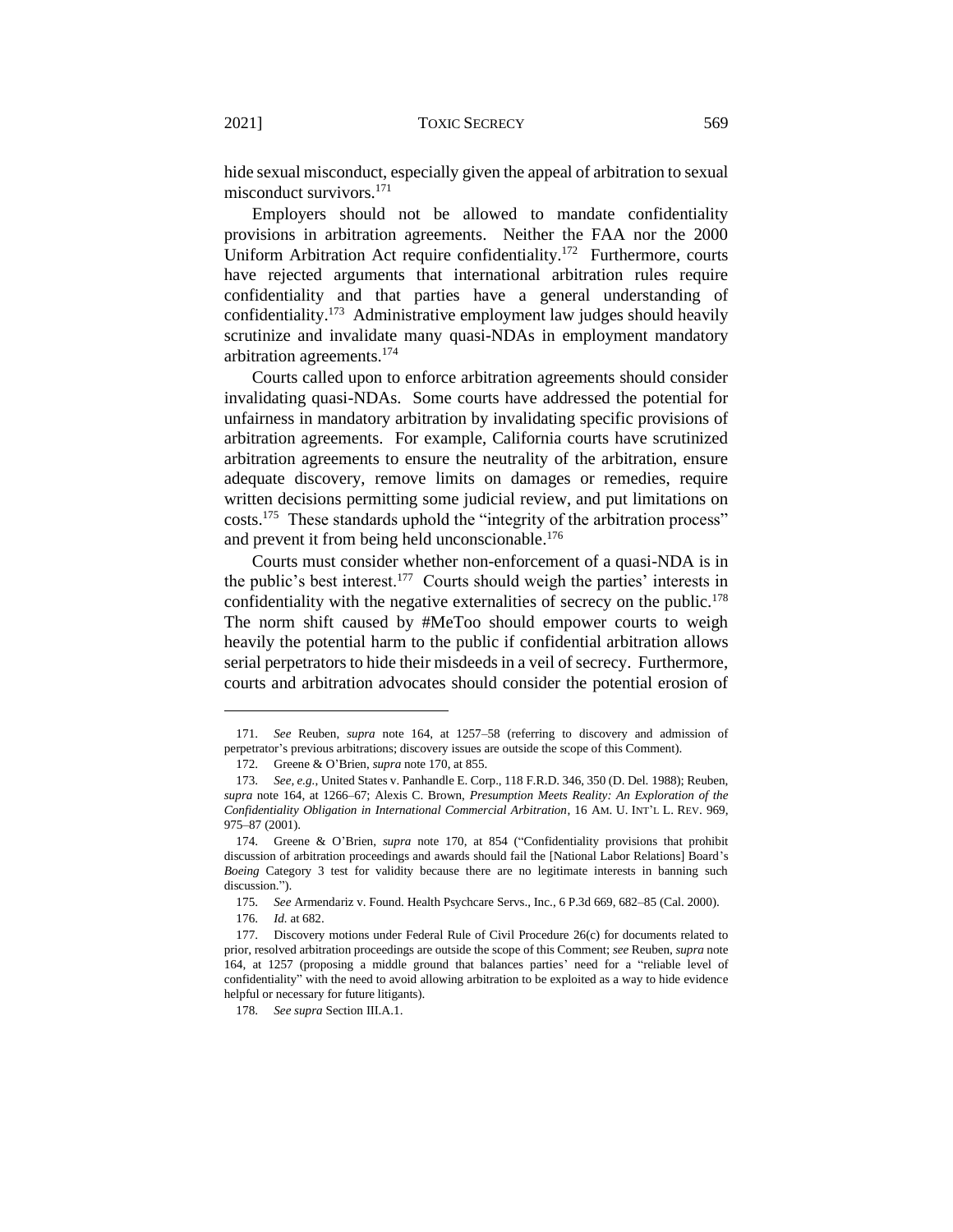hide sexual misconduct, especially given the appeal of arbitration to sexual misconduct survivors.[171]

Employers should not be allowed to mandate confidentiality provisions in arbitration agreements. Neither the FAA nor the 2000 Uniform Arbitration Act require confidentiality.[172] Furthermore, courts have rejected arguments that international arbitration rules require confidentiality and that parties have a general understanding of confidentiality.[173] Administrative employment law judges should heavily scrutinize and invalidate many quasi-NDAs in employment mandatory arbitration agreements.[174]

Courts called upon to enforce arbitration agreements should consider invalidating quasi-NDAs. Some courts have addressed the potential for unfairness in mandatory arbitration by invalidating specific provisions of arbitration agreements. For example, California courts have scrutinized arbitration agreements to ensure the neutrality of the arbitration, ensure adequate discovery, remove limits on damages or remedies, require written decisions permitting some judicial review, and put limitations on costs.[175] These standards uphold the "integrity of the arbitration process" and prevent it from being held unconscionable.[176]

Courts must consider whether non-enforcement of a quasi-NDA is in the public's best interest.[177] Courts should weigh the parties' interests in confidentiality with the negative externalities of secrecy on the public.[178] The norm shift caused by #MeToo should empower courts to weigh heavily the potential harm to the public if confidential arbitration allows serial perpetrators to hide their misdeeds in a veil of secrecy. Furthermore, courts and arbitration advocates should consider the potential erosion of

---

171. *See* Reuben, *supra* note 164, at 1257–58 (referring to discovery and admission of perpetrator's previous arbitrations; discovery issues are outside the scope of this Comment).

172. Greene & O'Brien, *supra* note 170, at 855.

173. *See, e.g.*, United States v. Panhandle E. Corp., 118 F.R.D. 346, 350 (D. Del. 1988); Reuben, *supra* note 164, at 1266–67; Alexis C. Brown, *Presumption Meets Reality: An Exploration of the Confidentiality Obligation in International Commercial Arbitration*, 16 AM. U. INT'L L. REV. 969, 975–87 (2001).

174. Greene & O'Brien, *supra* note 170, at 854 ("Confidentiality provisions that prohibit discussion of arbitration proceedings and awards should fail the [National Labor Relations] Board's *Boeing* Category 3 test for validity because there are no legitimate interests in banning such discussion.").

175. *See* Armendariz v. Found. Health Psychcare Servs., Inc., 6 P.3d 669, 682–85 (Cal. 2000).

176. *Id.* at 682.

177. Discovery motions under Federal Rule of Civil Procedure 26(c) for documents related to prior, resolved arbitration proceedings are outside the scope of this Comment; *see* Reuben, *supra* note 164, at 1257 (proposing a middle ground that balances parties' need for a "reliable level of confidentiality" with the need to avoid allowing arbitration to be exploited as a way to hide evidence helpful or necessary for future litigants).

178. *See supra* Section III.A.1.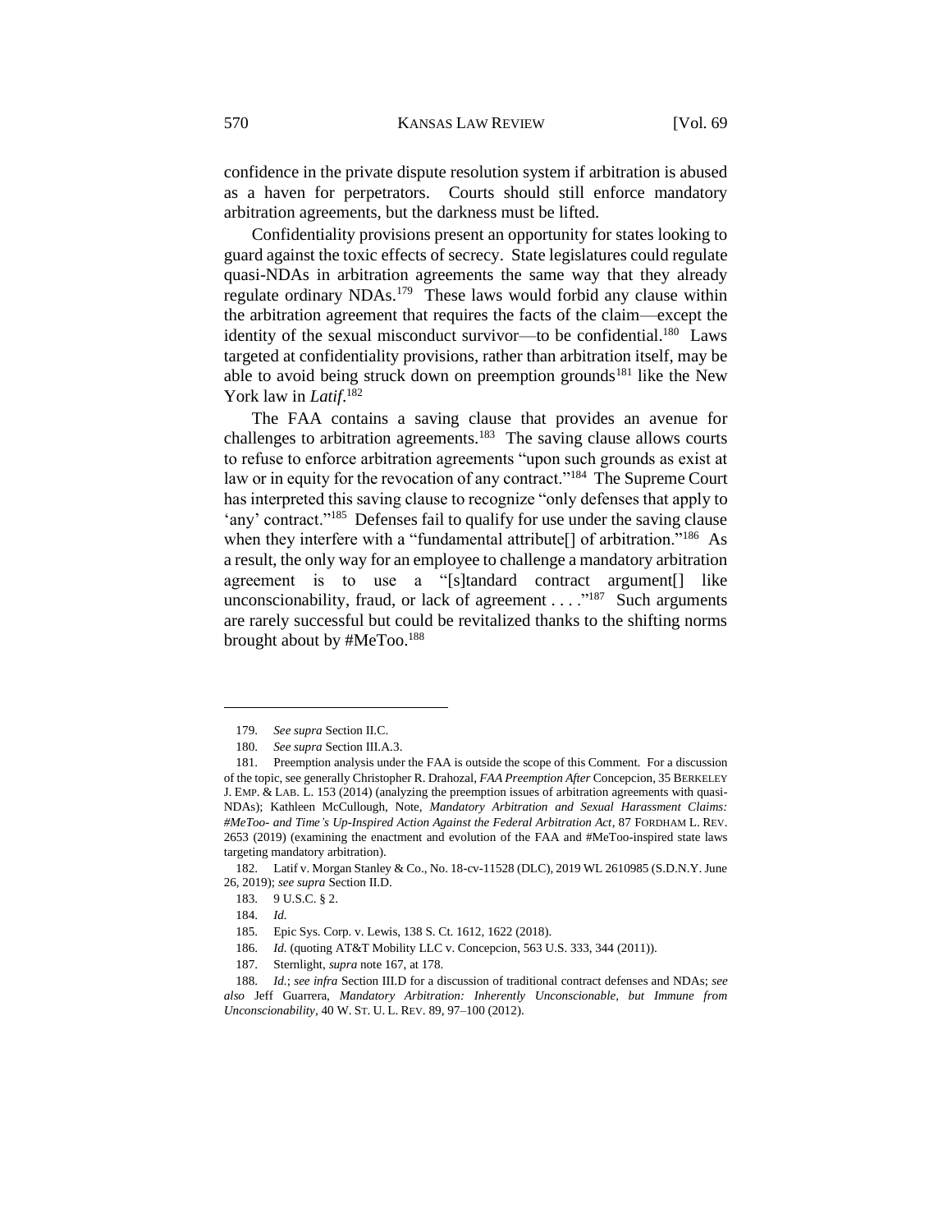confidence in the private dispute resolution system if arbitration is abused as a haven for perpetrators. Courts should still enforce mandatory arbitration agreements, but the darkness must be lifted.

Confidentiality provisions present an opportunity for states looking to guard against the toxic effects of secrecy. State legislatures could regulate quasi-NDAs in arbitration agreements the same way that they already regulate ordinary NDAs.[179] These laws would forbid any clause within the arbitration agreement that requires the facts of the claim—except the identity of the sexual misconduct survivor—to be confidential.[180] Laws targeted at confidentiality provisions, rather than arbitration itself, may be able to avoid being struck down on preemption grounds[181] like the New York law in *Latif*.[182]

The FAA contains a saving clause that provides an avenue for challenges to arbitration agreements.[183] The saving clause allows courts to refuse to enforce arbitration agreements "upon such grounds as exist at law or in equity for the revocation of any contract."[184] The Supreme Court has interpreted this saving clause to recognize "only defenses that apply to 'any' contract."[185] Defenses fail to qualify for use under the saving clause when they interfere with a "fundamental attribute[] of arbitration."[186] As a result, the only way for an employee to challenge a mandatory arbitration agreement is to use a "[s]tandard contract argument[] like unconscionability, fraud, or lack of agreement . . . ."[187] Such arguments are rarely successful but could be revitalized thanks to the shifting norms brought about by #MeToo.[188]

---

179. *See supra* Section II.C.

180. *See supra* Section III.A.3.

181. Preemption analysis under the FAA is outside the scope of this Comment. For a discussion of the topic, see generally Christopher R. Drahozal, *FAA Preemption After* Concepcion, 35 BERKELEY J. EMP. & LAB. L. 153 (2014) (analyzing the preemption issues of arbitration agreements with quasi-NDAs); Kathleen McCullough, Note, *Mandatory Arbitration and Sexual Harassment Claims: #MeToo- and Time's Up-Inspired Action Against the Federal Arbitration Act*, 87 FORDHAM L. REV. 2653 (2019) (examining the enactment and evolution of the FAA and #MeToo-inspired state laws targeting mandatory arbitration).

182. Latif v. Morgan Stanley & Co., No. 18-cv-11528 (DLC), 2019 WL 2610985 (S.D.N.Y. June 26, 2019); *see supra* Section II.D.

183. 9 U.S.C. § 2.

184. *Id.*

185. Epic Sys. Corp. v. Lewis, 138 S. Ct. 1612, 1622 (2018).

186. *Id.* (quoting AT&T Mobility LLC v. Concepcion, 563 U.S. 333, 344 (2011)).

187. Sternlight, *supra* note 167, at 178.

188. *Id.*; *see infra* Section III.D for a discussion of traditional contract defenses and NDAs; *see also* Jeff Guarrera, *Mandatory Arbitration: Inherently Unconscionable, but Immune from Unconscionability*, 40 W. ST. U. L. REV. 89, 97–100 (2012).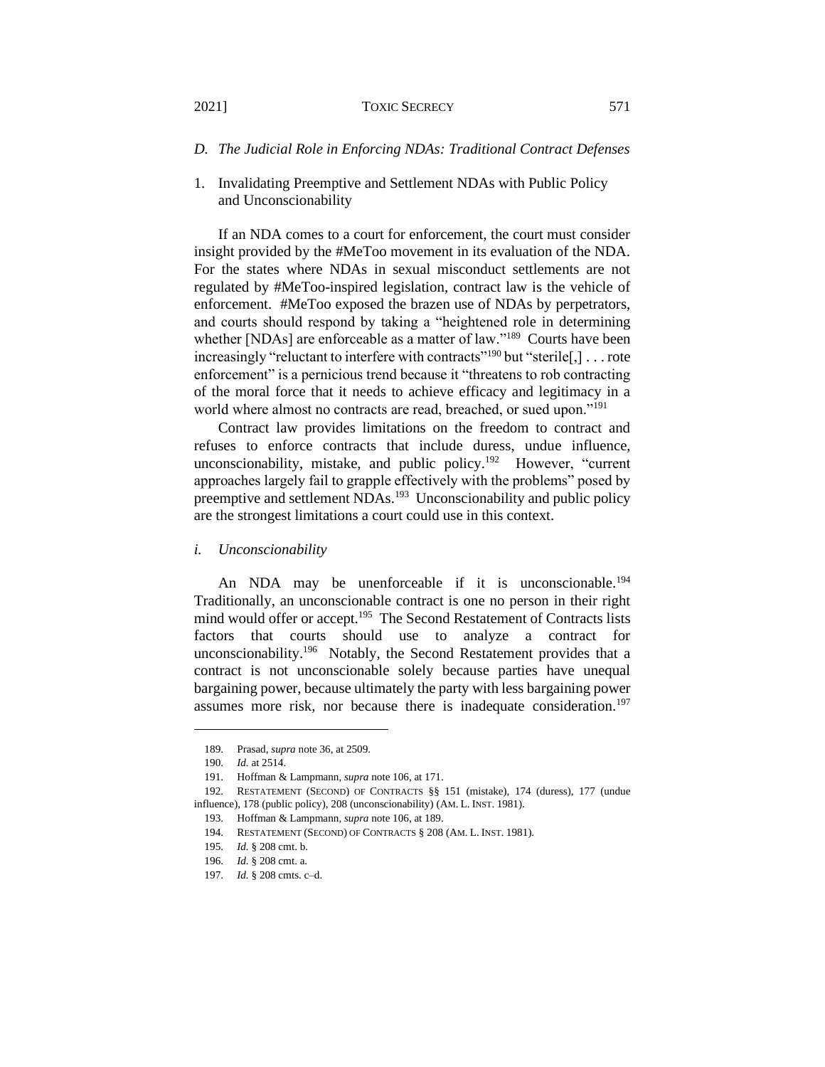### *D. The Judicial Role in Enforcing NDAs: Traditional Contract Defenses*

#### 1. Invalidating Preemptive and Settlement NDAs with Public Policy and Unconscionability

If an NDA comes to a court for enforcement, the court must consider insight provided by the #MeToo movement in its evaluation of the NDA. For the states where NDAs in sexual misconduct settlements are not regulated by #MeToo-inspired legislation, contract law is the vehicle of enforcement. #MeToo exposed the brazen use of NDAs by perpetrators, and courts should respond by taking a "heightened role in determining whether [NDAs] are enforceable as a matter of law."[189] Courts have been increasingly "reluctant to interfere with contracts"[190] but "sterile[,] . . . rote enforcement" is a pernicious trend because it "threatens to rob contracting of the moral force that it needs to achieve efficacy and legitimacy in a world where almost no contracts are read, breached, or sued upon."[191]

Contract law provides limitations on the freedom to contract and refuses to enforce contracts that include duress, undue influence, unconscionability, mistake, and public policy.[192] However, "current approaches largely fail to grapple effectively with the problems" posed by preemptive and settlement NDAs.[193] Unconscionability and public policy are the strongest limitations a court could use in this context.

##### *i. Unconscionability*

An NDA may be unenforceable if it is unconscionable.[194] Traditionally, an unconscionable contract is one no person in their right mind would offer or accept.[195] The Second Restatement of Contracts lists factors that courts should use to analyze a contract for unconscionability.[196] Notably, the Second Restatement provides that a contract is not unconscionable solely because parties have unequal bargaining power, because ultimately the party with less bargaining power assumes more risk, nor because there is inadequate consideration.[197]

---

189. Prasad, *supra* note 36, at 2509.

190. *Id.* at 2514.

191. Hoffman & Lampmann, *supra* note 106, at 171.

192. RESTATEMENT (SECOND) OF CONTRACTS §§ 151 (mistake), 174 (duress), 177 (undue influence), 178 (public policy), 208 (unconscionability) (AM. L. INST. 1981).

193. Hoffman & Lampmann, *supra* note 106, at 189.

194. RESTATEMENT (SECOND) OF CONTRACTS § 208 (AM. L. INST. 1981).

195. *Id.* § 208 cmt. b.

196. *Id.* § 208 cmt. a.

197. *Id.* § 208 cmts. c–d.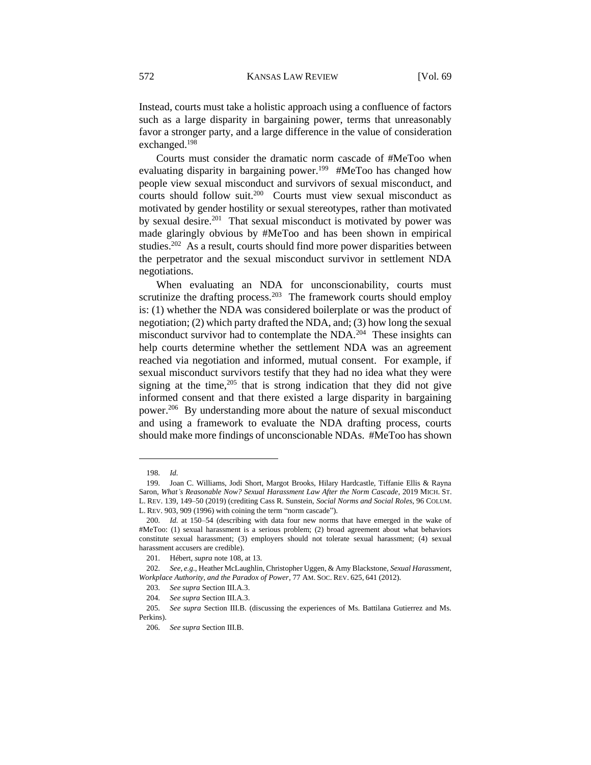Instead, courts must take a holistic approach using a confluence of factors such as a large disparity in bargaining power, terms that unreasonably favor a stronger party, and a large difference in the value of consideration exchanged.[198]

Courts must consider the dramatic norm cascade of #MeToo when evaluating disparity in bargaining power.[199] #MeToo has changed how people view sexual misconduct and survivors of sexual misconduct, and courts should follow suit.[200] Courts must view sexual misconduct as motivated by gender hostility or sexual stereotypes, rather than motivated by sexual desire.[201] That sexual misconduct is motivated by power was made glaringly obvious by #MeToo and has been shown in empirical studies.[202] As a result, courts should find more power disparities between the perpetrator and the sexual misconduct survivor in settlement NDA negotiations.

When evaluating an NDA for unconscionability, courts must scrutinize the drafting process.[203] The framework courts should employ is: (1) whether the NDA was considered boilerplate or was the product of negotiation; (2) which party drafted the NDA, and; (3) how long the sexual misconduct survivor had to contemplate the NDA.[204] These insights can help courts determine whether the settlement NDA was an agreement reached via negotiation and informed, mutual consent. For example, if sexual misconduct survivors testify that they had no idea what they were signing at the time,[205] that is strong indication that they did not give informed consent and that there existed a large disparity in bargaining power.[206] By understanding more about the nature of sexual misconduct and using a framework to evaluate the NDA drafting process, courts should make more findings of unconscionable NDAs. #MeToo has shown

---

198. *Id.*

199. Joan C. Williams, Jodi Short, Margot Brooks, Hilary Hardcastle, Tiffanie Ellis & Rayna Saron, *What's Reasonable Now? Sexual Harassment Law After the Norm Cascade*, 2019 MICH. ST. L. REV. 139, 149–50 (2019) (crediting Cass R. Sunstein, *Social Norms and Social Roles*, 96 COLUM. L. REV. 903, 909 (1996) with coining the term "norm cascade").

200. *Id.* at 150–54 (describing with data four new norms that have emerged in the wake of #MeToo: (1) sexual harassment is a serious problem; (2) broad agreement about what behaviors constitute sexual harassment; (3) employers should not tolerate sexual harassment; (4) sexual harassment accusers are credible).

201. Hébert, *supra* note 108, at 13.

202. *See, e.g.*, Heather McLaughlin, Christopher Uggen, & Amy Blackstone, *Sexual Harassment, Workplace Authority, and the Paradox of Power*, 77 AM. SOC. REV. 625, 641 (2012).

203. *See supra* Section III.A.3.

204. *See supra* Section III.A.3.

205. *See supra* Section III.B. (discussing the experiences of Ms. Battilana Gutierrez and Ms. Perkins).

206. *See supra* Section III.B.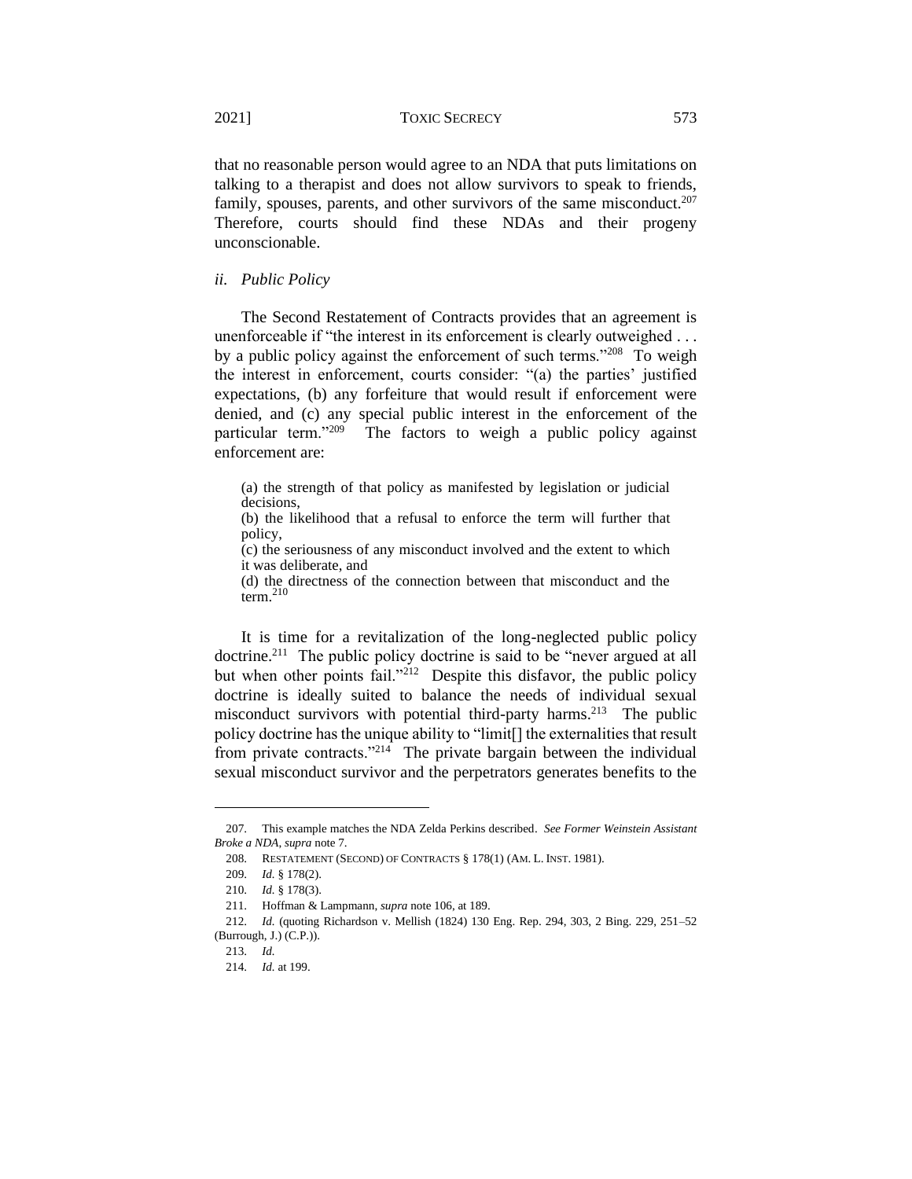that no reasonable person would agree to an NDA that puts limitations on talking to a therapist and does not allow survivors to speak to friends, family, spouses, parents, and other survivors of the same misconduct.[207] Therefore, courts should find these NDAs and their progeny unconscionable.

### *ii. Public Policy*

The Second Restatement of Contracts provides that an agreement is unenforceable if "the interest in its enforcement is clearly outweighed . . . by a public policy against the enforcement of such terms."[208] To weigh the interest in enforcement, courts consider: "(a) the parties' justified expectations, (b) any forfeiture that would result if enforcement were denied, and (c) any special public interest in the enforcement of the particular term."[209] The factors to weigh a public policy against enforcement are:

> (a) the strength of that policy as manifested by legislation or judicial decisions,
> (b) the likelihood that a refusal to enforce the term will further that policy,
> (c) the seriousness of any misconduct involved and the extent to which it was deliberate, and
> (d) the directness of the connection between that misconduct and the term.[210]

It is time for a revitalization of the long-neglected public policy doctrine.[211] The public policy doctrine is said to be "never argued at all but when other points fail."[212] Despite this disfavor, the public policy doctrine is ideally suited to balance the needs of individual sexual misconduct survivors with potential third-party harms.[213] The public policy doctrine has the unique ability to "limit[] the externalities that result from private contracts."[214] The private bargain between the individual sexual misconduct survivor and the perpetrators generates benefits to the

---

207. This example matches the NDA Zelda Perkins described. *See Former Weinstein Assistant Broke a NDA*, *supra* note 7.

208. RESTATEMENT (SECOND) OF CONTRACTS § 178(1) (AM. L. INST. 1981).

209. *Id.* § 178(2).

210. *Id.* § 178(3).

211. Hoffman & Lampmann, *supra* note 106, at 189.

212. *Id.* (quoting Richardson v. Mellish (1824) 130 Eng. Rep. 294, 303, 2 Bing. 229, 251–52 (Burrough, J.) (C.P.)).

213. *Id.*

214. *Id.* at 199.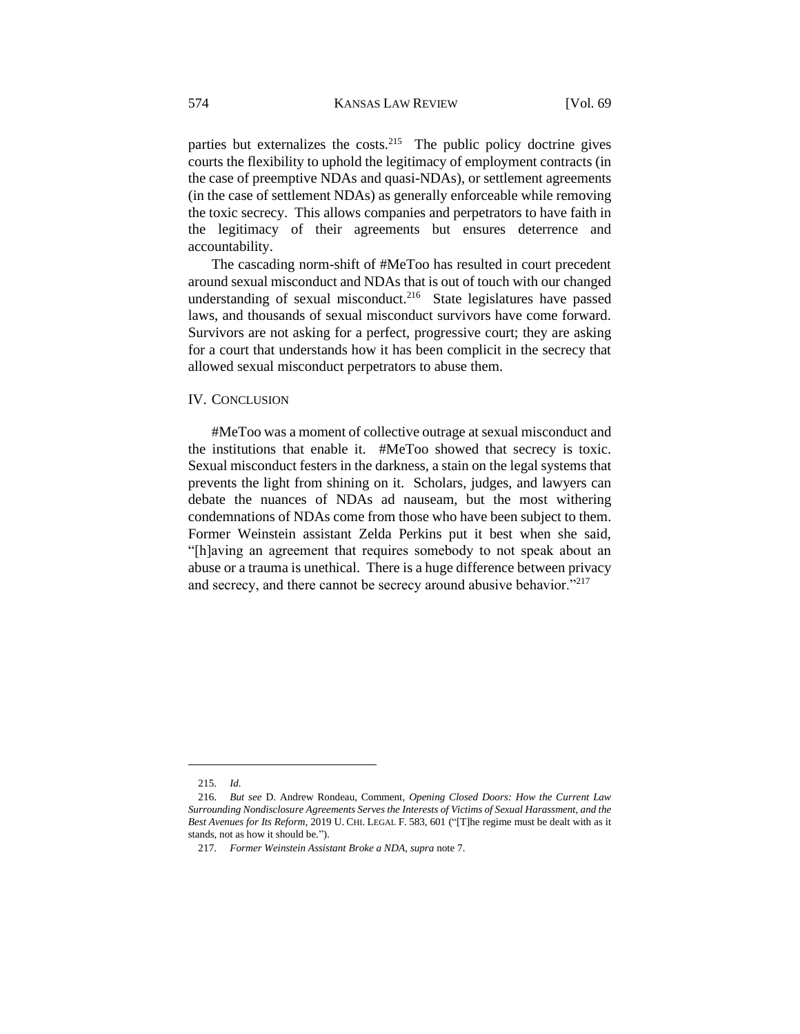parties but externalizes the costs.[215] The public policy doctrine gives courts the flexibility to uphold the legitimacy of employment contracts (in the case of preemptive NDAs and quasi-NDAs), or settlement agreements (in the case of settlement NDAs) as generally enforceable while removing the toxic secrecy. This allows companies and perpetrators to have faith in the legitimacy of their agreements but ensures deterrence and accountability.

The cascading norm-shift of #MeToo has resulted in court precedent around sexual misconduct and NDAs that is out of touch with our changed understanding of sexual misconduct.[216] State legislatures have passed laws, and thousands of sexual misconduct survivors have come forward. Survivors are not asking for a perfect, progressive court; they are asking for a court that understands how it has been complicit in the secrecy that allowed sexual misconduct perpetrators to abuse them.

## IV. Conclusion

#MeToo was a moment of collective outrage at sexual misconduct and the institutions that enable it. #MeToo showed that secrecy is toxic. Sexual misconduct festers in the darkness, a stain on the legal systems that prevents the light from shining on it. Scholars, judges, and lawyers can debate the nuances of NDAs ad nauseam, but the most withering condemnations of NDAs come from those who have been subject to them. Former Weinstein assistant Zelda Perkins put it best when she said, "[h]aving an agreement that requires somebody to not speak about an abuse or a trauma is unethical. There is a huge difference between privacy and secrecy, and there cannot be secrecy around abusive behavior."[217]

---

215. *Id.*

216. *But see* D. Andrew Rondeau, Comment, *Opening Closed Doors: How the Current Law Surrounding Nondisclosure Agreements Serves the Interests of Victims of Sexual Harassment, and the Best Avenues for Its Reform*, 2019 U. CHI. LEGAL F. 583, 601 ("[T]he regime must be dealt with as it stands, not as how it should be.").

217. *Former Weinstein Assistant Broke a NDA*, *supra* note 7.